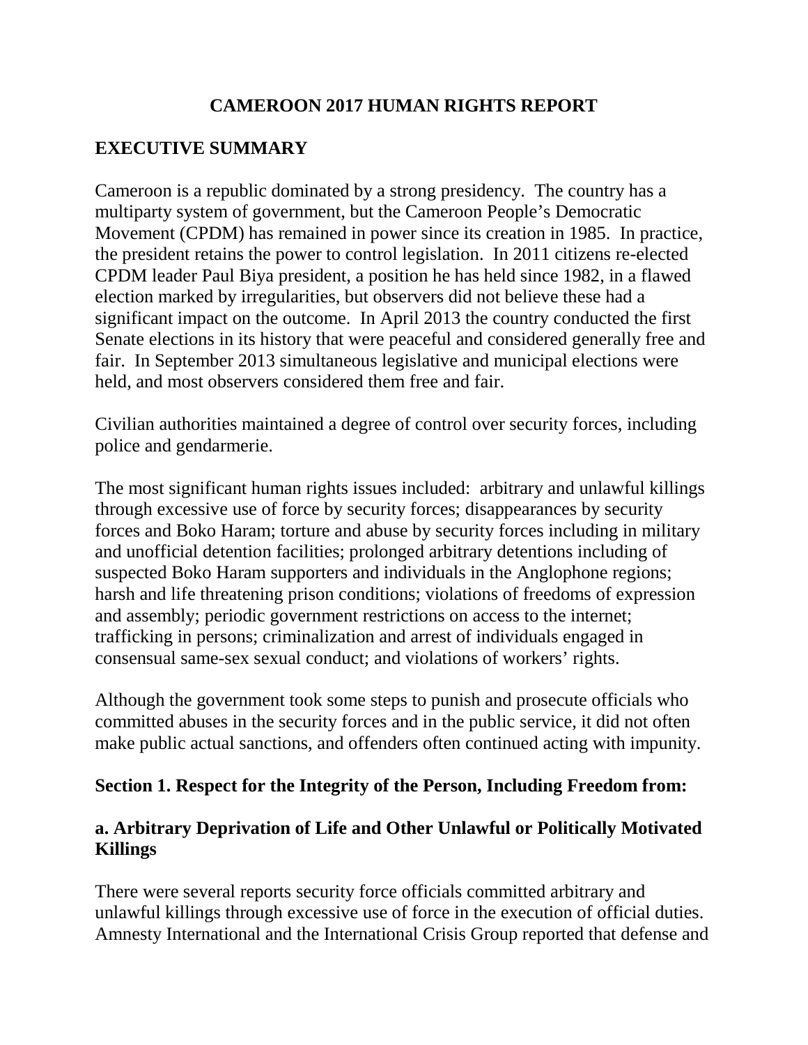# CAMEROON 2017 HUMAN RIGHTS REPORT

## EXECUTIVE SUMMARY

Cameroon is a republic dominated by a strong presidency. The country has a multiparty system of government, but the Cameroon People's Democratic Movement (CPDM) has remained in power since its creation in 1985. In practice, the president retains the power to control legislation. In 2011 citizens re-elected CPDM leader Paul Biya president, a position he has held since 1982, in a flawed election marked by irregularities, but observers did not believe these had a significant impact on the outcome. In April 2013 the country conducted the first Senate elections in its history that were peaceful and considered generally free and fair. In September 2013 simultaneous legislative and municipal elections were held, and most observers considered them free and fair.

Civilian authorities maintained a degree of control over security forces, including police and gendarmerie.

The most significant human rights issues included: arbitrary and unlawful killings through excessive use of force by security forces; disappearances by security forces and Boko Haram; torture and abuse by security forces including in military and unofficial detention facilities; prolonged arbitrary detentions including of suspected Boko Haram supporters and individuals in the Anglophone regions; harsh and life threatening prison conditions; violations of freedoms of expression and assembly; periodic government restrictions on access to the internet; trafficking in persons; criminalization and arrest of individuals engaged in consensual same-sex sexual conduct; and violations of workers' rights.

Although the government took some steps to punish and prosecute officials who committed abuses in the security forces and in the public service, it did not often make public actual sanctions, and offenders often continued acting with impunity.

## Section 1. Respect for the Integrity of the Person, Including Freedom from:

### a. Arbitrary Deprivation of Life and Other Unlawful or Politically Motivated Killings

There were several reports security force officials committed arbitrary and unlawful killings through excessive use of force in the execution of official duties. Amnesty International and the International Crisis Group reported that defense and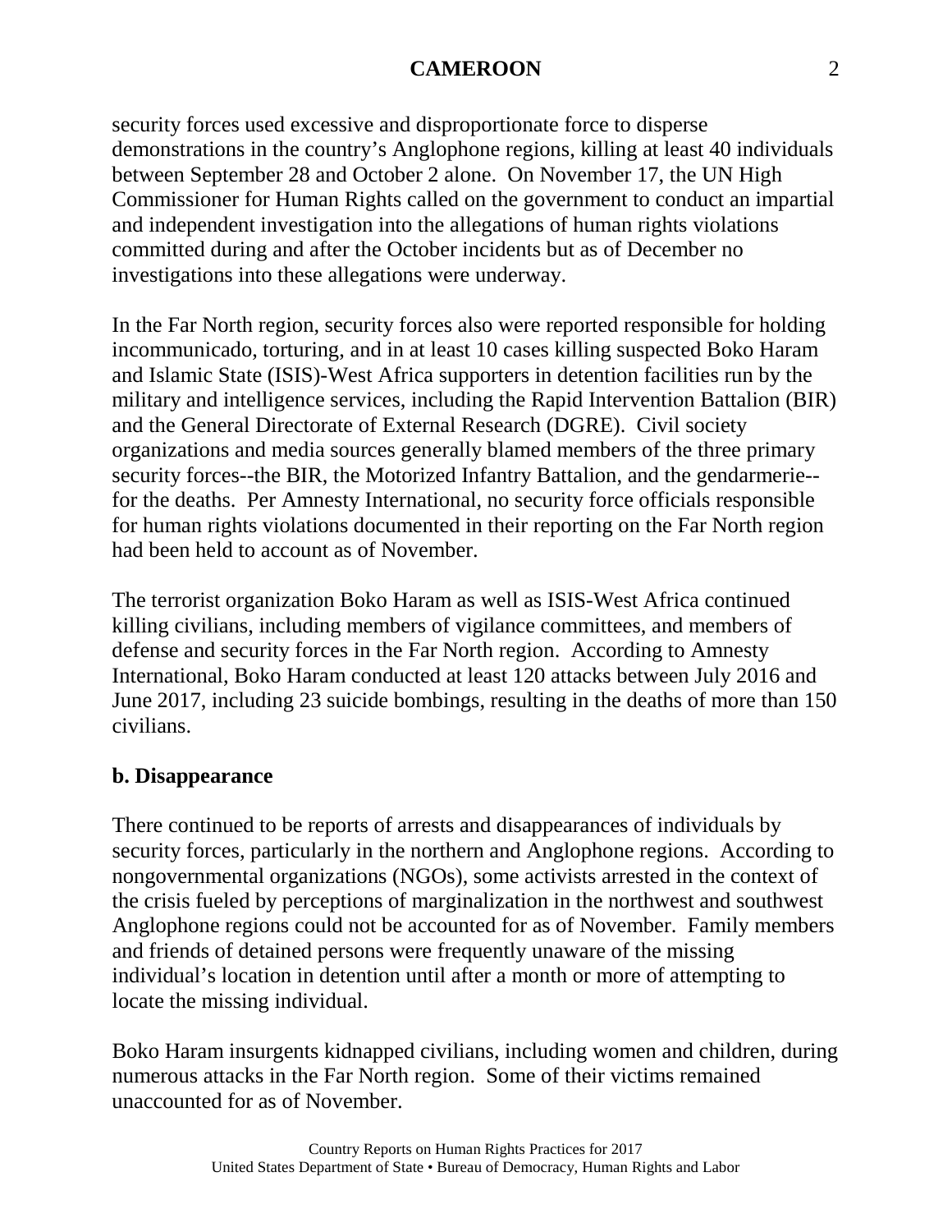security forces used excessive and disproportionate force to disperse demonstrations in the country's Anglophone regions, killing at least 40 individuals between September 28 and October 2 alone. On November 17, the UN High Commissioner for Human Rights called on the government to conduct an impartial and independent investigation into the allegations of human rights violations committed during and after the October incidents but as of December no investigations into these allegations were underway.

In the Far North region, security forces also were reported responsible for holding incommunicado, torturing, and in at least 10 cases killing suspected Boko Haram and Islamic State (ISIS)-West Africa supporters in detention facilities run by the military and intelligence services, including the Rapid Intervention Battalion (BIR) and the General Directorate of External Research (DGRE). Civil society organizations and media sources generally blamed members of the three primary security forces--the BIR, the Motorized Infantry Battalion, and the gendarmerie--for the deaths. Per Amnesty International, no security force officials responsible for human rights violations documented in their reporting on the Far North region had been held to account as of November.

The terrorist organization Boko Haram as well as ISIS-West Africa continued killing civilians, including members of vigilance committees, and members of defense and security forces in the Far North region. According to Amnesty International, Boko Haram conducted at least 120 attacks between July 2016 and June 2017, including 23 suicide bombings, resulting in the deaths of more than 150 civilians.

**b. Disappearance**

There continued to be reports of arrests and disappearances of individuals by security forces, particularly in the northern and Anglophone regions. According to nongovernmental organizations (NGOs), some activists arrested in the context of the crisis fueled by perceptions of marginalization in the northwest and southwest Anglophone regions could not be accounted for as of November. Family members and friends of detained persons were frequently unaware of the missing individual's location in detention until after a month or more of attempting to locate the missing individual.

Boko Haram insurgents kidnapped civilians, including women and children, during numerous attacks in the Far North region. Some of their victims remained unaccounted for as of November.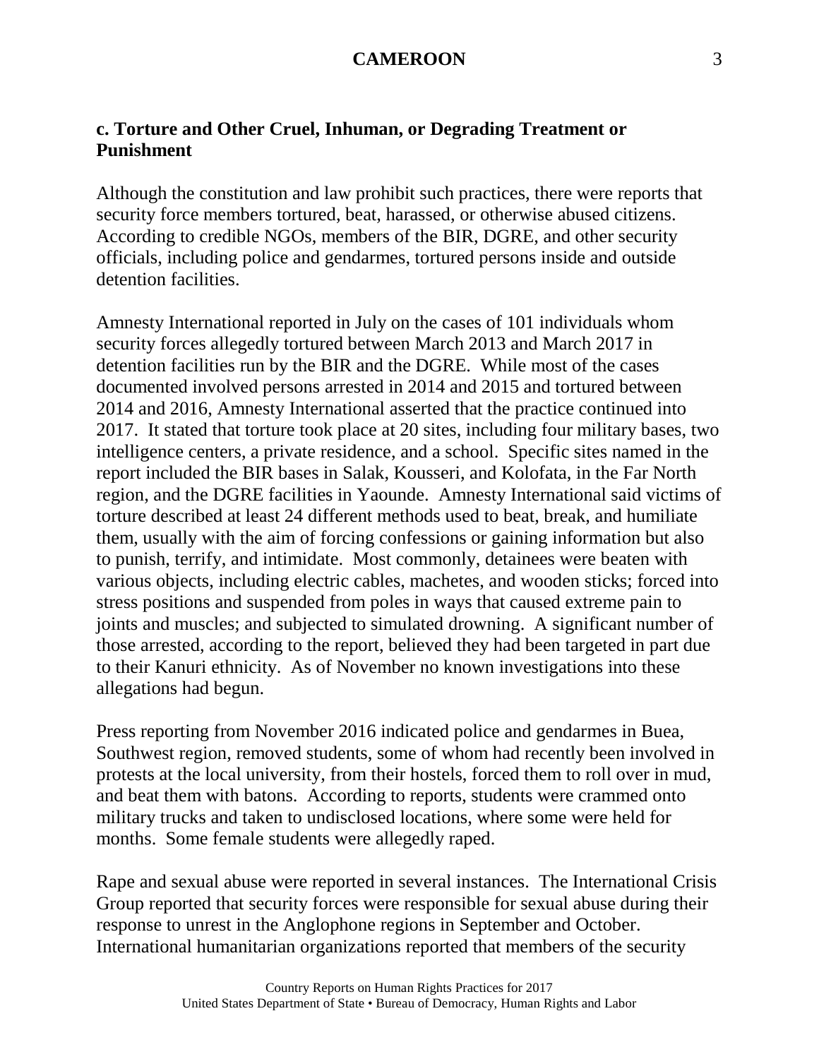### c. Torture and Other Cruel, Inhuman, or Degrading Treatment or Punishment

Although the constitution and law prohibit such practices, there were reports that security force members tortured, beat, harassed, or otherwise abused citizens. According to credible NGOs, members of the BIR, DGRE, and other security officials, including police and gendarmes, tortured persons inside and outside detention facilities.

Amnesty International reported in July on the cases of 101 individuals whom security forces allegedly tortured between March 2013 and March 2017 in detention facilities run by the BIR and the DGRE. While most of the cases documented involved persons arrested in 2014 and 2015 and tortured between 2014 and 2016, Amnesty International asserted that the practice continued into 2017. It stated that torture took place at 20 sites, including four military bases, two intelligence centers, a private residence, and a school. Specific sites named in the report included the BIR bases in Salak, Kousseri, and Kolofata, in the Far North region, and the DGRE facilities in Yaounde. Amnesty International said victims of torture described at least 24 different methods used to beat, break, and humiliate them, usually with the aim of forcing confessions or gaining information but also to punish, terrify, and intimidate. Most commonly, detainees were beaten with various objects, including electric cables, machetes, and wooden sticks; forced into stress positions and suspended from poles in ways that caused extreme pain to joints and muscles; and subjected to simulated drowning. A significant number of those arrested, according to the report, believed they had been targeted in part due to their Kanuri ethnicity. As of November no known investigations into these allegations had begun.

Press reporting from November 2016 indicated police and gendarmes in Buea, Southwest region, removed students, some of whom had recently been involved in protests at the local university, from their hostels, forced them to roll over in mud, and beat them with batons. According to reports, students were crammed onto military trucks and taken to undisclosed locations, where some were held for months. Some female students were allegedly raped.

Rape and sexual abuse were reported in several instances. The International Crisis Group reported that security forces were responsible for sexual abuse during their response to unrest in the Anglophone regions in September and October. International humanitarian organizations reported that members of the security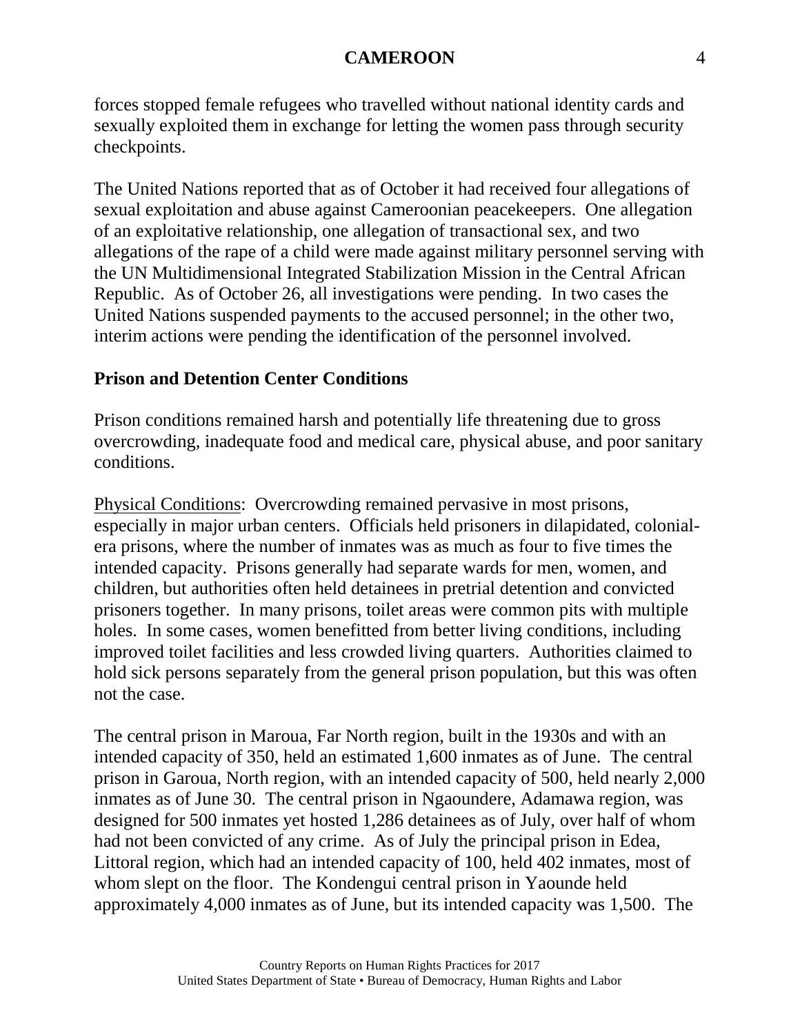forces stopped female refugees who travelled without national identity cards and sexually exploited them in exchange for letting the women pass through security checkpoints.

The United Nations reported that as of October it had received four allegations of sexual exploitation and abuse against Cameroonian peacekeepers. One allegation of an exploitative relationship, one allegation of transactional sex, and two allegations of the rape of a child were made against military personnel serving with the UN Multidimensional Integrated Stabilization Mission in the Central African Republic. As of October 26, all investigations were pending. In two cases the United Nations suspended payments to the accused personnel; in the other two, interim actions were pending the identification of the personnel involved.

## Prison and Detention Center Conditions

Prison conditions remained harsh and potentially life threatening due to gross overcrowding, inadequate food and medical care, physical abuse, and poor sanitary conditions.

<u>Physical Conditions</u>: Overcrowding remained pervasive in most prisons, especially in major urban centers. Officials held prisoners in dilapidated, colonial-era prisons, where the number of inmates was as much as four to five times the intended capacity. Prisons generally had separate wards for men, women, and children, but authorities often held detainees in pretrial detention and convicted prisoners together. In many prisons, toilet areas were common pits with multiple holes. In some cases, women benefitted from better living conditions, including improved toilet facilities and less crowded living quarters. Authorities claimed to hold sick persons separately from the general prison population, but this was often not the case.

The central prison in Maroua, Far North region, built in the 1930s and with an intended capacity of 350, held an estimated 1,600 inmates as of June. The central prison in Garoua, North region, with an intended capacity of 500, held nearly 2,000 inmates as of June 30. The central prison in Ngaoundere, Adamawa region, was designed for 500 inmates yet hosted 1,286 detainees as of July, over half of whom had not been convicted of any crime. As of July the principal prison in Edea, Littoral region, which had an intended capacity of 100, held 402 inmates, most of whom slept on the floor. The Kondengui central prison in Yaounde held approximately 4,000 inmates as of June, but its intended capacity was 1,500. The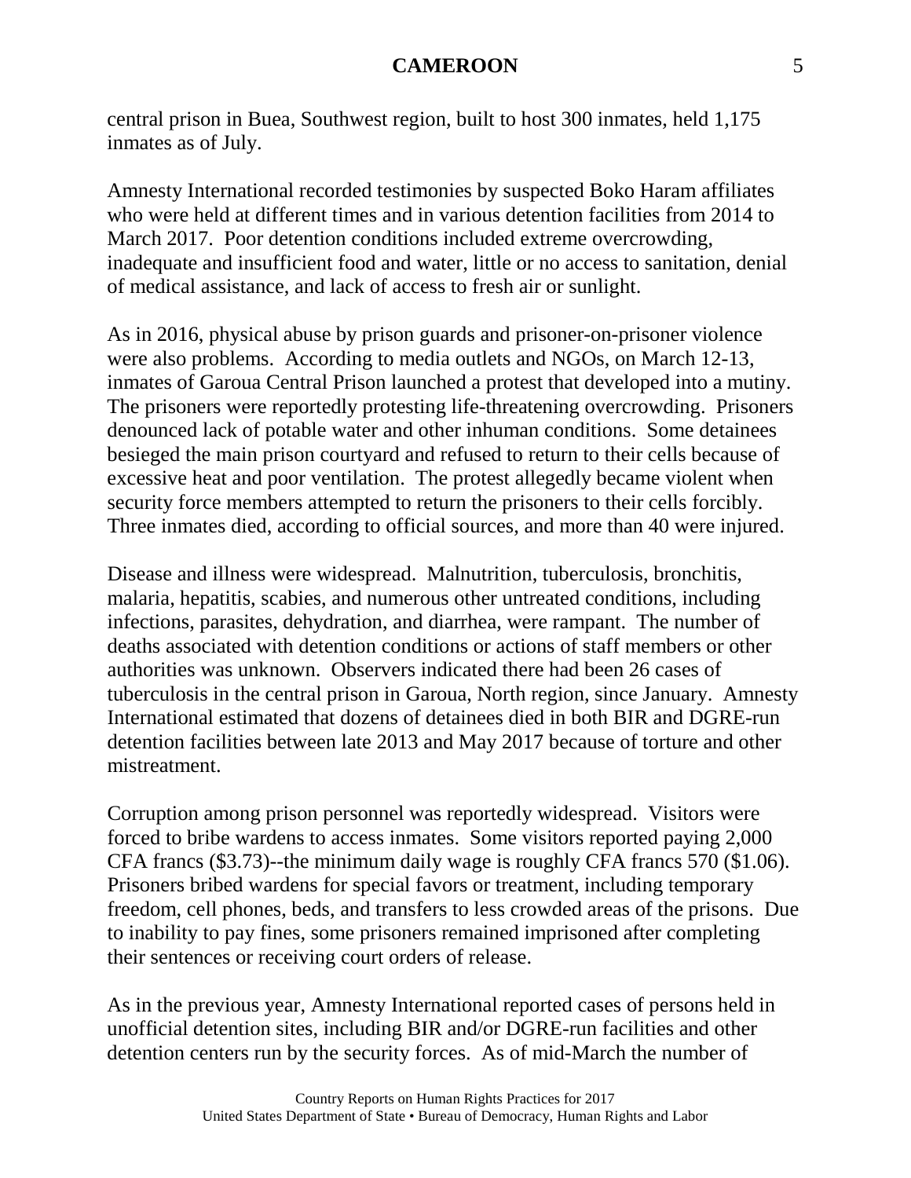central prison in Buea, Southwest region, built to host 300 inmates, held 1,175 inmates as of July.

Amnesty International recorded testimonies by suspected Boko Haram affiliates who were held at different times and in various detention facilities from 2014 to March 2017. Poor detention conditions included extreme overcrowding, inadequate and insufficient food and water, little or no access to sanitation, denial of medical assistance, and lack of access to fresh air or sunlight.

As in 2016, physical abuse by prison guards and prisoner-on-prisoner violence were also problems. According to media outlets and NGOs, on March 12-13, inmates of Garoua Central Prison launched a protest that developed into a mutiny. The prisoners were reportedly protesting life-threatening overcrowding. Prisoners denounced lack of potable water and other inhuman conditions. Some detainees besieged the main prison courtyard and refused to return to their cells because of excessive heat and poor ventilation. The protest allegedly became violent when security force members attempted to return the prisoners to their cells forcibly. Three inmates died, according to official sources, and more than 40 were injured.

Disease and illness were widespread. Malnutrition, tuberculosis, bronchitis, malaria, hepatitis, scabies, and numerous other untreated conditions, including infections, parasites, dehydration, and diarrhea, were rampant. The number of deaths associated with detention conditions or actions of staff members or other authorities was unknown. Observers indicated there had been 26 cases of tuberculosis in the central prison in Garoua, North region, since January. Amnesty International estimated that dozens of detainees died in both BIR and DGRE-run detention facilities between late 2013 and May 2017 because of torture and other mistreatment.

Corruption among prison personnel was reportedly widespread. Visitors were forced to bribe wardens to access inmates. Some visitors reported paying 2,000 CFA francs ($3.73)--the minimum daily wage is roughly CFA francs 570 ($1.06). Prisoners bribed wardens for special favors or treatment, including temporary freedom, cell phones, beds, and transfers to less crowded areas of the prisons. Due to inability to pay fines, some prisoners remained imprisoned after completing their sentences or receiving court orders of release.

As in the previous year, Amnesty International reported cases of persons held in unofficial detention sites, including BIR and/or DGRE-run facilities and other detention centers run by the security forces. As of mid-March the number of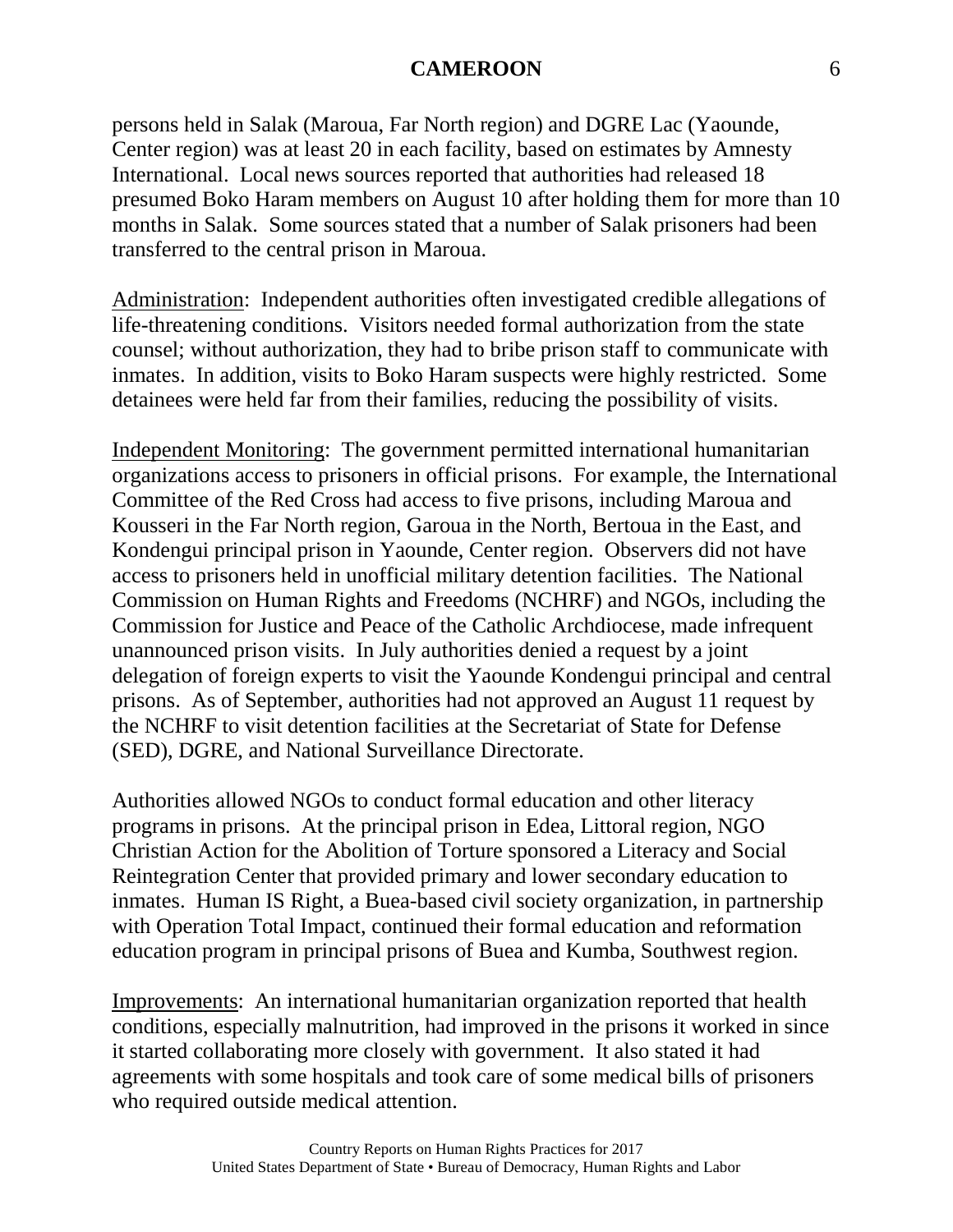persons held in Salak (Maroua, Far North region) and DGRE Lac (Yaounde, Center region) was at least 20 in each facility, based on estimates by Amnesty International. Local news sources reported that authorities had released 18 presumed Boko Haram members on August 10 after holding them for more than 10 months in Salak. Some sources stated that a number of Salak prisoners had been transferred to the central prison in Maroua.

Administration: Independent authorities often investigated credible allegations of life-threatening conditions. Visitors needed formal authorization from the state counsel; without authorization, they had to bribe prison staff to communicate with inmates. In addition, visits to Boko Haram suspects were highly restricted. Some detainees were held far from their families, reducing the possibility of visits.

Independent Monitoring: The government permitted international humanitarian organizations access to prisoners in official prisons. For example, the International Committee of the Red Cross had access to five prisons, including Maroua and Kousseri in the Far North region, Garoua in the North, Bertoua in the East, and Kondengui principal prison in Yaounde, Center region. Observers did not have access to prisoners held in unofficial military detention facilities. The National Commission on Human Rights and Freedoms (NCHRF) and NGOs, including the Commission for Justice and Peace of the Catholic Archdiocese, made infrequent unannounced prison visits. In July authorities denied a request by a joint delegation of foreign experts to visit the Yaounde Kondengui principal and central prisons. As of September, authorities had not approved an August 11 request by the NCHRF to visit detention facilities at the Secretariat of State for Defense (SED), DGRE, and National Surveillance Directorate.

Authorities allowed NGOs to conduct formal education and other literacy programs in prisons. At the principal prison in Edea, Littoral region, NGO Christian Action for the Abolition of Torture sponsored a Literacy and Social Reintegration Center that provided primary and lower secondary education to inmates. Human IS Right, a Buea-based civil society organization, in partnership with Operation Total Impact, continued their formal education and reformation education program in principal prisons of Buea and Kumba, Southwest region.

Improvements: An international humanitarian organization reported that health conditions, especially malnutrition, had improved in the prisons it worked in since it started collaborating more closely with government. It also stated it had agreements with some hospitals and took care of some medical bills of prisoners who required outside medical attention.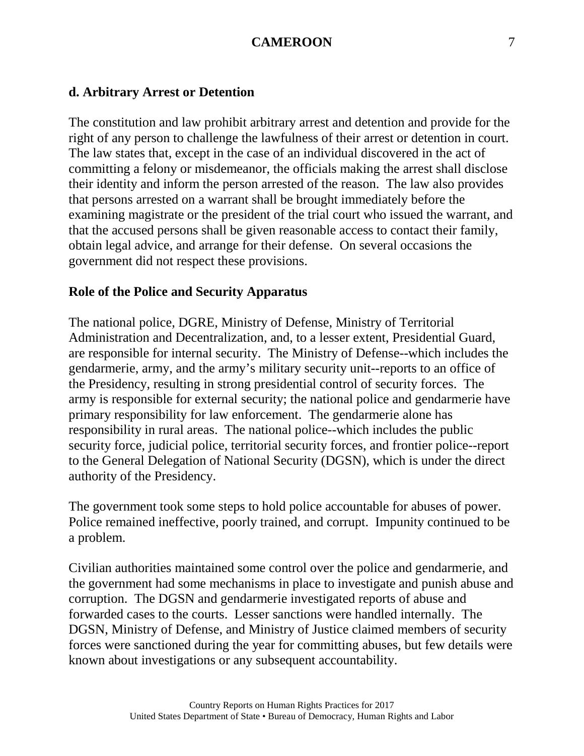### d. Arbitrary Arrest or Detention

The constitution and law prohibit arbitrary arrest and detention and provide for the right of any person to challenge the lawfulness of their arrest or detention in court. The law states that, except in the case of an individual discovered in the act of committing a felony or misdemeanor, the officials making the arrest shall disclose their identity and inform the person arrested of the reason. The law also provides that persons arrested on a warrant shall be brought immediately before the examining magistrate or the president of the trial court who issued the warrant, and that the accused persons shall be given reasonable access to contact their family, obtain legal advice, and arrange for their defense. On several occasions the government did not respect these provisions.

**Role of the Police and Security Apparatus**

The national police, DGRE, Ministry of Defense, Ministry of Territorial Administration and Decentralization, and, to a lesser extent, Presidential Guard, are responsible for internal security. The Ministry of Defense--which includes the gendarmerie, army, and the army's military security unit--reports to an office of the Presidency, resulting in strong presidential control of security forces. The army is responsible for external security; the national police and gendarmerie have primary responsibility for law enforcement. The gendarmerie alone has responsibility in rural areas. The national police--which includes the public security force, judicial police, territorial security forces, and frontier police--report to the General Delegation of National Security (DGSN), which is under the direct authority of the Presidency.

The government took some steps to hold police accountable for abuses of power. Police remained ineffective, poorly trained, and corrupt. Impunity continued to be a problem.

Civilian authorities maintained some control over the police and gendarmerie, and the government had some mechanisms in place to investigate and punish abuse and corruption. The DGSN and gendarmerie investigated reports of abuse and forwarded cases to the courts. Lesser sanctions were handled internally. The DGSN, Ministry of Defense, and Ministry of Justice claimed members of security forces were sanctioned during the year for committing abuses, but few details were known about investigations or any subsequent accountability.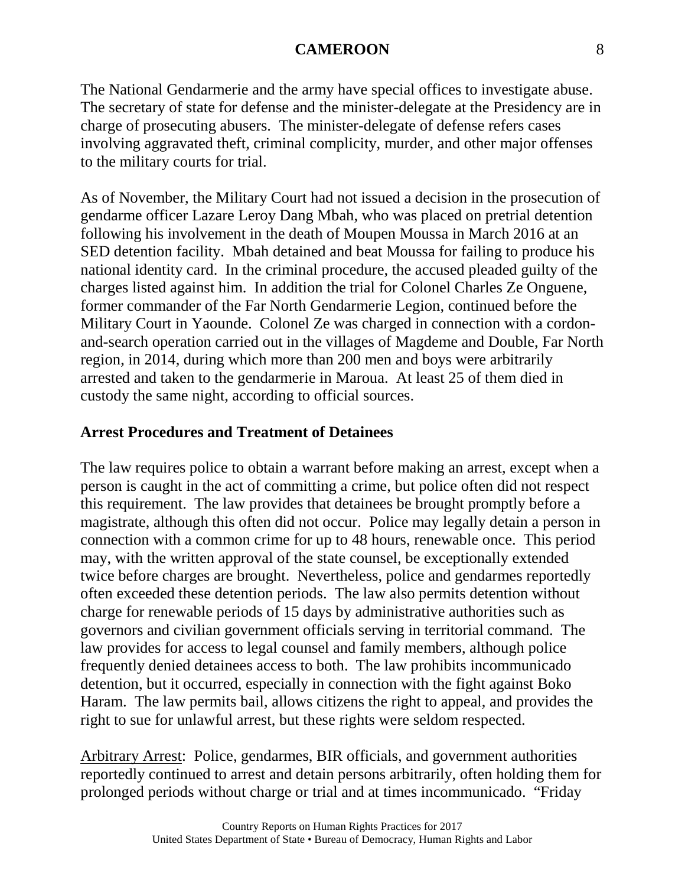The National Gendarmerie and the army have special offices to investigate abuse. The secretary of state for defense and the minister-delegate at the Presidency are in charge of prosecuting abusers. The minister-delegate of defense refers cases involving aggravated theft, criminal complicity, murder, and other major offenses to the military courts for trial.

As of November, the Military Court had not issued a decision in the prosecution of gendarme officer Lazare Leroy Dang Mbah, who was placed on pretrial detention following his involvement in the death of Moupen Moussa in March 2016 at an SED detention facility. Mbah detained and beat Moussa for failing to produce his national identity card. In the criminal procedure, the accused pleaded guilty of the charges listed against him. In addition the trial for Colonel Charles Ze Onguene, former commander of the Far North Gendarmerie Legion, continued before the Military Court in Yaounde. Colonel Ze was charged in connection with a cordon-and-search operation carried out in the villages of Magdeme and Double, Far North region, in 2014, during which more than 200 men and boys were arbitrarily arrested and taken to the gendarmerie in Maroua. At least 25 of them died in custody the same night, according to official sources.

## Arrest Procedures and Treatment of Detainees

The law requires police to obtain a warrant before making an arrest, except when a person is caught in the act of committing a crime, but police often did not respect this requirement. The law provides that detainees be brought promptly before a magistrate, although this often did not occur. Police may legally detain a person in connection with a common crime for up to 48 hours, renewable once. This period may, with the written approval of the state counsel, be exceptionally extended twice before charges are brought. Nevertheless, police and gendarmes reportedly often exceeded these detention periods. The law also permits detention without charge for renewable periods of 15 days by administrative authorities such as governors and civilian government officials serving in territorial command. The law provides for access to legal counsel and family members, although police frequently denied detainees access to both. The law prohibits incommunicado detention, but it occurred, especially in connection with the fight against Boko Haram. The law permits bail, allows citizens the right to appeal, and provides the right to sue for unlawful arrest, but these rights were seldom respected.

Arbitrary Arrest: Police, gendarmes, BIR officials, and government authorities reportedly continued to arrest and detain persons arbitrarily, often holding them for prolonged periods without charge or trial and at times incommunicado. "Friday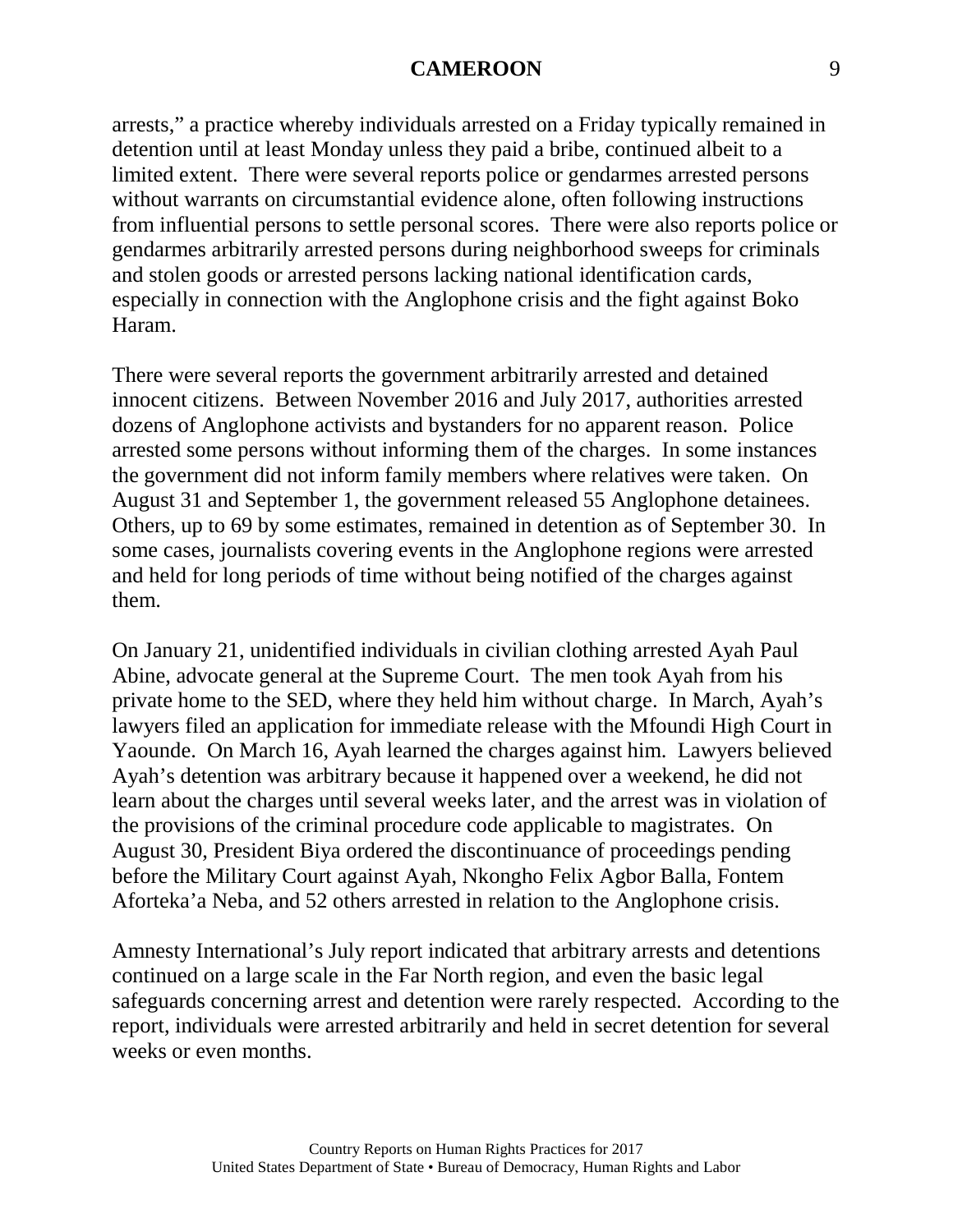arrests," a practice whereby individuals arrested on a Friday typically remained in detention until at least Monday unless they paid a bribe, continued albeit to a limited extent. There were several reports police or gendarmes arrested persons without warrants on circumstantial evidence alone, often following instructions from influential persons to settle personal scores. There were also reports police or gendarmes arbitrarily arrested persons during neighborhood sweeps for criminals and stolen goods or arrested persons lacking national identification cards, especially in connection with the Anglophone crisis and the fight against Boko Haram.

There were several reports the government arbitrarily arrested and detained innocent citizens. Between November 2016 and July 2017, authorities arrested dozens of Anglophone activists and bystanders for no apparent reason. Police arrested some persons without informing them of the charges. In some instances the government did not inform family members where relatives were taken. On August 31 and September 1, the government released 55 Anglophone detainees. Others, up to 69 by some estimates, remained in detention as of September 30. In some cases, journalists covering events in the Anglophone regions were arrested and held for long periods of time without being notified of the charges against them.

On January 21, unidentified individuals in civilian clothing arrested Ayah Paul Abine, advocate general at the Supreme Court. The men took Ayah from his private home to the SED, where they held him without charge. In March, Ayah's lawyers filed an application for immediate release with the Mfoundi High Court in Yaounde. On March 16, Ayah learned the charges against him. Lawyers believed Ayah's detention was arbitrary because it happened over a weekend, he did not learn about the charges until several weeks later, and the arrest was in violation of the provisions of the criminal procedure code applicable to magistrates. On August 30, President Biya ordered the discontinuance of proceedings pending before the Military Court against Ayah, Nkongho Felix Agbor Balla, Fontem Aforteka'a Neba, and 52 others arrested in relation to the Anglophone crisis.

Amnesty International's July report indicated that arbitrary arrests and detentions continued on a large scale in the Far North region, and even the basic legal safeguards concerning arrest and detention were rarely respected. According to the report, individuals were arrested arbitrarily and held in secret detention for several weeks or even months.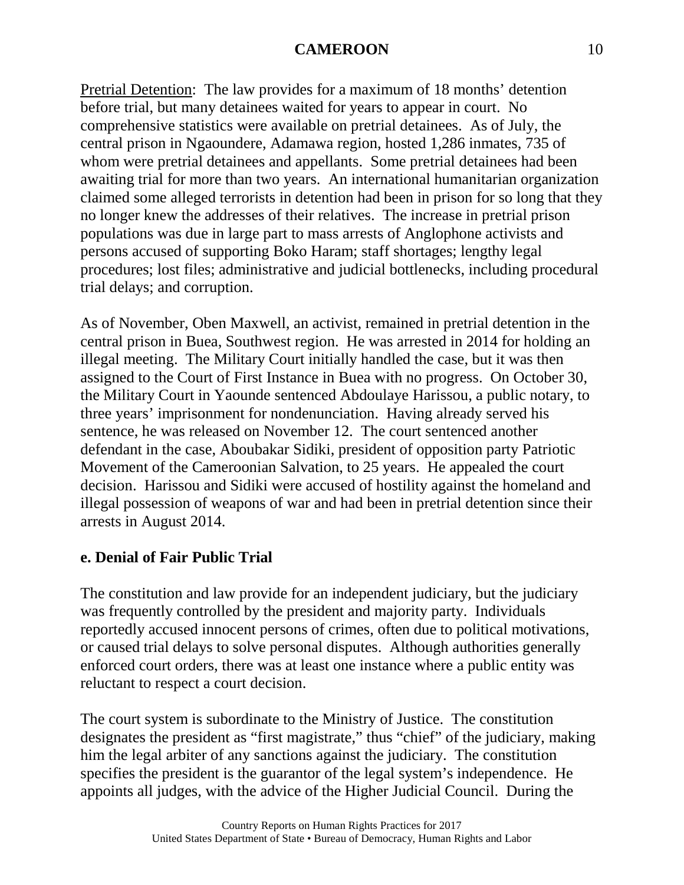Pretrial Detention: The law provides for a maximum of 18 months' detention before trial, but many detainees waited for years to appear in court. No comprehensive statistics were available on pretrial detainees. As of July, the central prison in Ngaoundere, Adamawa region, hosted 1,286 inmates, 735 of whom were pretrial detainees and appellants. Some pretrial detainees had been awaiting trial for more than two years. An international humanitarian organization claimed some alleged terrorists in detention had been in prison for so long that they no longer knew the addresses of their relatives. The increase in pretrial prison populations was due in large part to mass arrests of Anglophone activists and persons accused of supporting Boko Haram; staff shortages; lengthy legal procedures; lost files; administrative and judicial bottlenecks, including procedural trial delays; and corruption.

As of November, Oben Maxwell, an activist, remained in pretrial detention in the central prison in Buea, Southwest region. He was arrested in 2014 for holding an illegal meeting. The Military Court initially handled the case, but it was then assigned to the Court of First Instance in Buea with no progress. On October 30, the Military Court in Yaounde sentenced Abdoulaye Harissou, a public notary, to three years' imprisonment for nondenunciation. Having already served his sentence, he was released on November 12. The court sentenced another defendant in the case, Aboubakar Sidiki, president of opposition party Patriotic Movement of the Cameroonian Salvation, to 25 years. He appealed the court decision. Harissou and Sidiki were accused of hostility against the homeland and illegal possession of weapons of war and had been in pretrial detention since their arrests in August 2014.

### e. Denial of Fair Public Trial

The constitution and law provide for an independent judiciary, but the judiciary was frequently controlled by the president and majority party. Individuals reportedly accused innocent persons of crimes, often due to political motivations, or caused trial delays to solve personal disputes. Although authorities generally enforced court orders, there was at least one instance where a public entity was reluctant to respect a court decision.

The court system is subordinate to the Ministry of Justice. The constitution designates the president as "first magistrate," thus "chief" of the judiciary, making him the legal arbiter of any sanctions against the judiciary. The constitution specifies the president is the guarantor of the legal system's independence. He appoints all judges, with the advice of the Higher Judicial Council. During the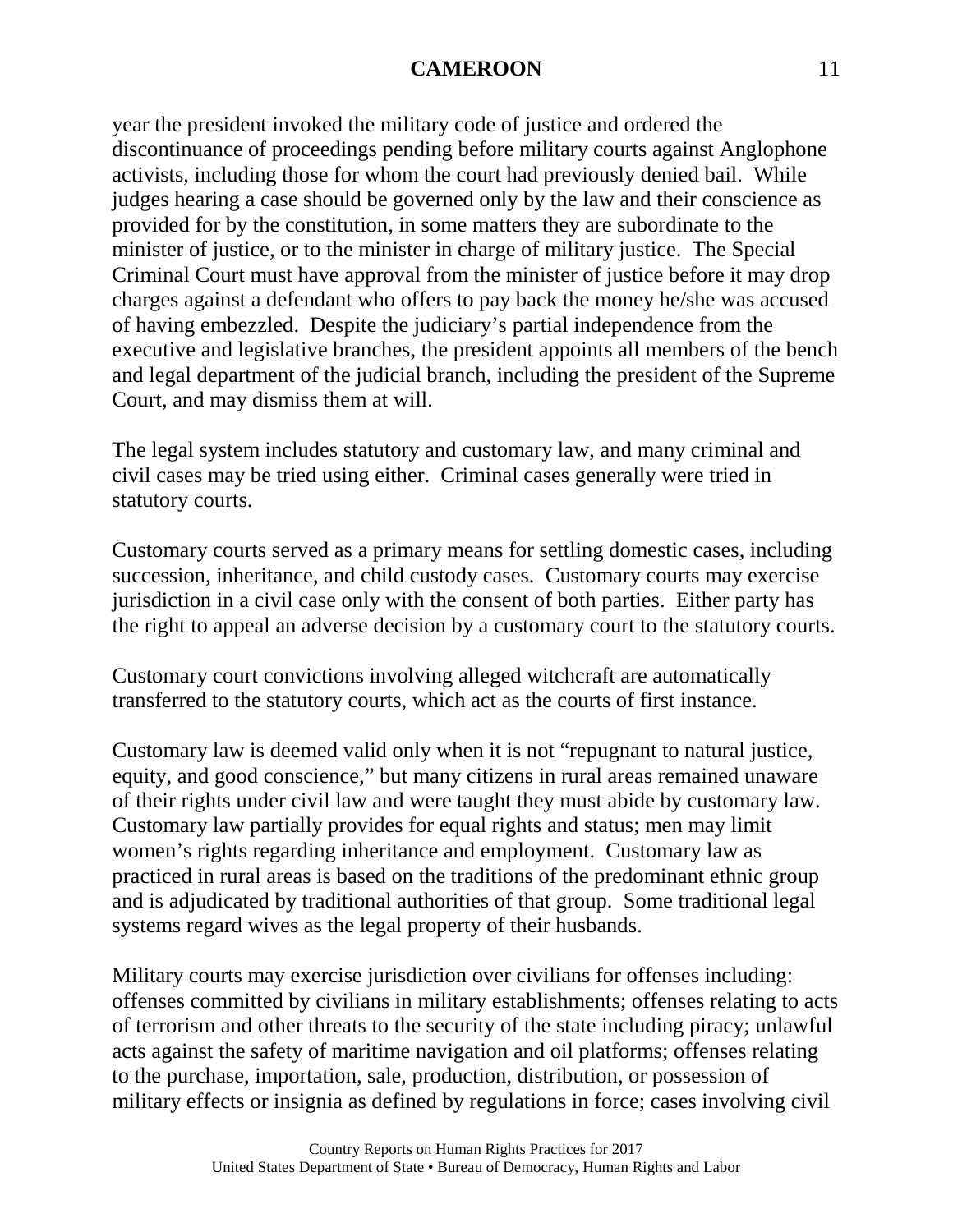year the president invoked the military code of justice and ordered the discontinuance of proceedings pending before military courts against Anglophone activists, including those for whom the court had previously denied bail. While judges hearing a case should be governed only by the law and their conscience as provided for by the constitution, in some matters they are subordinate to the minister of justice, or to the minister in charge of military justice. The Special Criminal Court must have approval from the minister of justice before it may drop charges against a defendant who offers to pay back the money he/she was accused of having embezzled. Despite the judiciary's partial independence from the executive and legislative branches, the president appoints all members of the bench and legal department of the judicial branch, including the president of the Supreme Court, and may dismiss them at will.

The legal system includes statutory and customary law, and many criminal and civil cases may be tried using either. Criminal cases generally were tried in statutory courts.

Customary courts served as a primary means for settling domestic cases, including succession, inheritance, and child custody cases. Customary courts may exercise jurisdiction in a civil case only with the consent of both parties. Either party has the right to appeal an adverse decision by a customary court to the statutory courts.

Customary court convictions involving alleged witchcraft are automatically transferred to the statutory courts, which act as the courts of first instance.

Customary law is deemed valid only when it is not "repugnant to natural justice, equity, and good conscience," but many citizens in rural areas remained unaware of their rights under civil law and were taught they must abide by customary law. Customary law partially provides for equal rights and status; men may limit women's rights regarding inheritance and employment. Customary law as practiced in rural areas is based on the traditions of the predominant ethnic group and is adjudicated by traditional authorities of that group. Some traditional legal systems regard wives as the legal property of their husbands.

Military courts may exercise jurisdiction over civilians for offenses including: offenses committed by civilians in military establishments; offenses relating to acts of terrorism and other threats to the security of the state including piracy; unlawful acts against the safety of maritime navigation and oil platforms; offenses relating to the purchase, importation, sale, production, distribution, or possession of military effects or insignia as defined by regulations in force; cases involving civil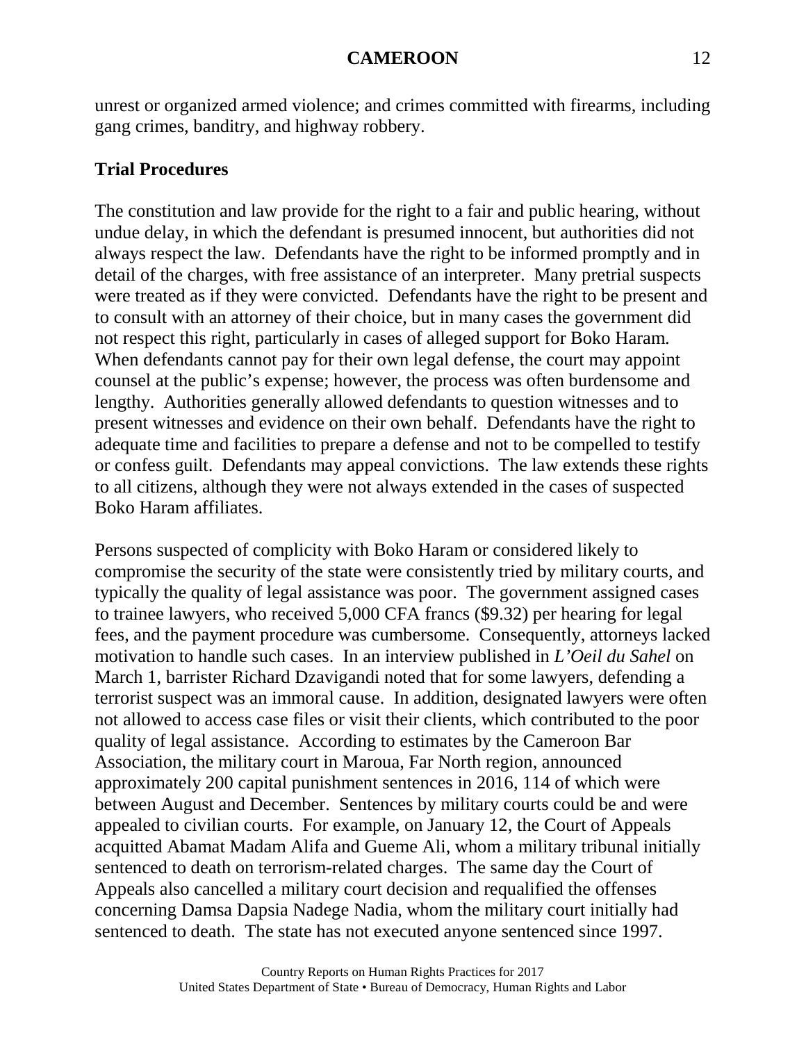unrest or organized armed violence; and crimes committed with firearms, including gang crimes, banditry, and highway robbery.

### Trial Procedures

The constitution and law provide for the right to a fair and public hearing, without undue delay, in which the defendant is presumed innocent, but authorities did not always respect the law. Defendants have the right to be informed promptly and in detail of the charges, with free assistance of an interpreter. Many pretrial suspects were treated as if they were convicted. Defendants have the right to be present and to consult with an attorney of their choice, but in many cases the government did not respect this right, particularly in cases of alleged support for Boko Haram. When defendants cannot pay for their own legal defense, the court may appoint counsel at the public's expense; however, the process was often burdensome and lengthy. Authorities generally allowed defendants to question witnesses and to present witnesses and evidence on their own behalf. Defendants have the right to adequate time and facilities to prepare a defense and not to be compelled to testify or confess guilt. Defendants may appeal convictions. The law extends these rights to all citizens, although they were not always extended in the cases of suspected Boko Haram affiliates.

Persons suspected of complicity with Boko Haram or considered likely to compromise the security of the state were consistently tried by military courts, and typically the quality of legal assistance was poor. The government assigned cases to trainee lawyers, who received 5,000 CFA francs ($9.32) per hearing for legal fees, and the payment procedure was cumbersome. Consequently, attorneys lacked motivation to handle such cases. In an interview published in *L'Oeil du Sahel* on March 1, barrister Richard Dzavigandi noted that for some lawyers, defending a terrorist suspect was an immoral cause. In addition, designated lawyers were often not allowed to access case files or visit their clients, which contributed to the poor quality of legal assistance. According to estimates by the Cameroon Bar Association, the military court in Maroua, Far North region, announced approximately 200 capital punishment sentences in 2016, 114 of which were between August and December. Sentences by military courts could be and were appealed to civilian courts. For example, on January 12, the Court of Appeals acquitted Abamat Madam Alifa and Gueme Ali, whom a military tribunal initially sentenced to death on terrorism-related charges. The same day the Court of Appeals also cancelled a military court decision and requalified the offenses concerning Damsa Dapsia Nadege Nadia, whom the military court initially had sentenced to death. The state has not executed anyone sentenced since 1997.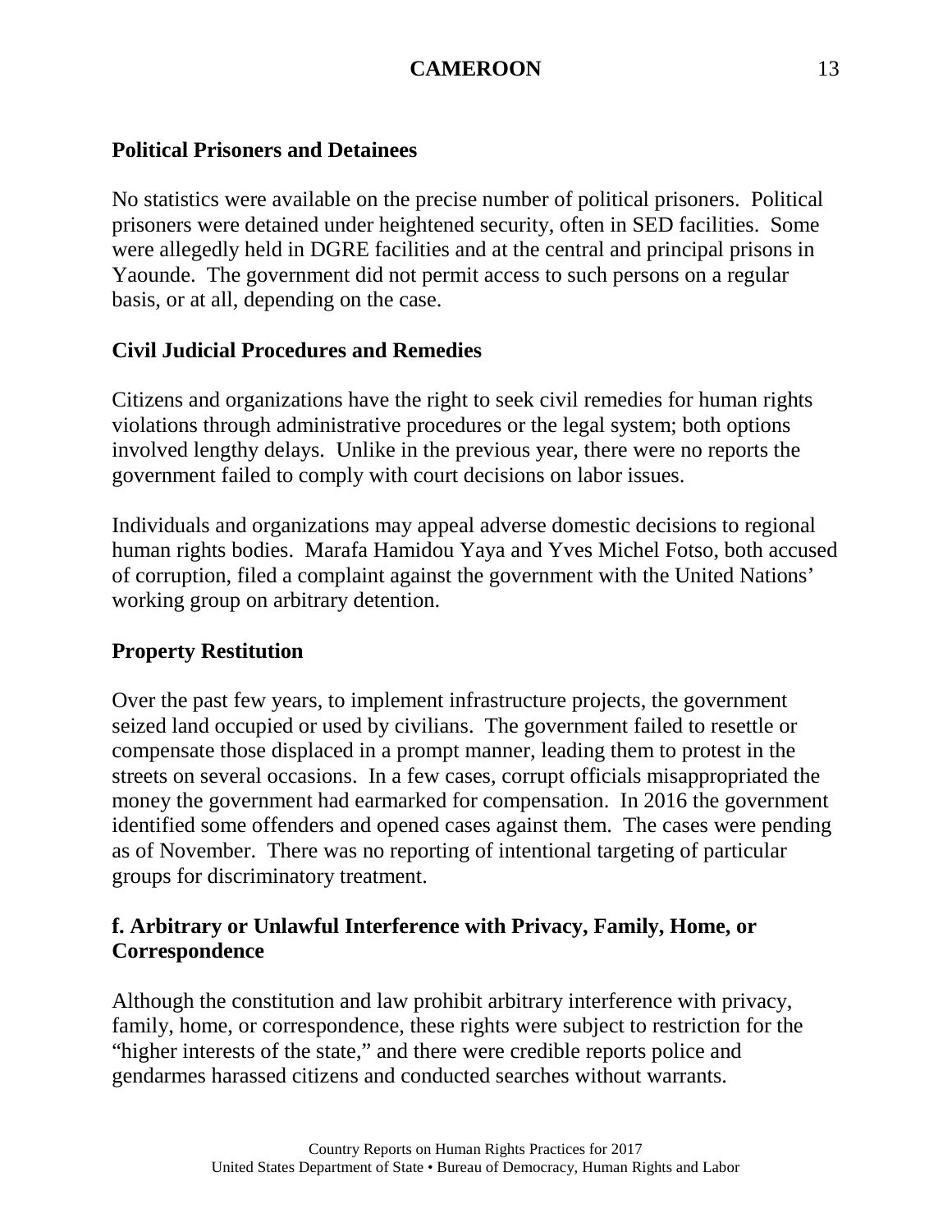**Political Prisoners and Detainees**

No statistics were available on the precise number of political prisoners. Political prisoners were detained under heightened security, often in SED facilities. Some were allegedly held in DGRE facilities and at the central and principal prisons in Yaounde. The government did not permit access to such persons on a regular basis, or at all, depending on the case.

**Civil Judicial Procedures and Remedies**

Citizens and organizations have the right to seek civil remedies for human rights violations through administrative procedures or the legal system; both options involved lengthy delays. Unlike in the previous year, there were no reports the government failed to comply with court decisions on labor issues.

Individuals and organizations may appeal adverse domestic decisions to regional human rights bodies. Marafa Hamidou Yaya and Yves Michel Fotso, both accused of corruption, filed a complaint against the government with the United Nations' working group on arbitrary detention.

**Property Restitution**

Over the past few years, to implement infrastructure projects, the government seized land occupied or used by civilians. The government failed to resettle or compensate those displaced in a prompt manner, leading them to protest in the streets on several occasions. In a few cases, corrupt officials misappropriated the money the government had earmarked for compensation. In 2016 the government identified some offenders and opened cases against them. The cases were pending as of November. There was no reporting of intentional targeting of particular groups for discriminatory treatment.

## f. Arbitrary or Unlawful Interference with Privacy, Family, Home, or Correspondence

Although the constitution and law prohibit arbitrary interference with privacy, family, home, or correspondence, these rights were subject to restriction for the "higher interests of the state," and there were credible reports police and gendarmes harassed citizens and conducted searches without warrants.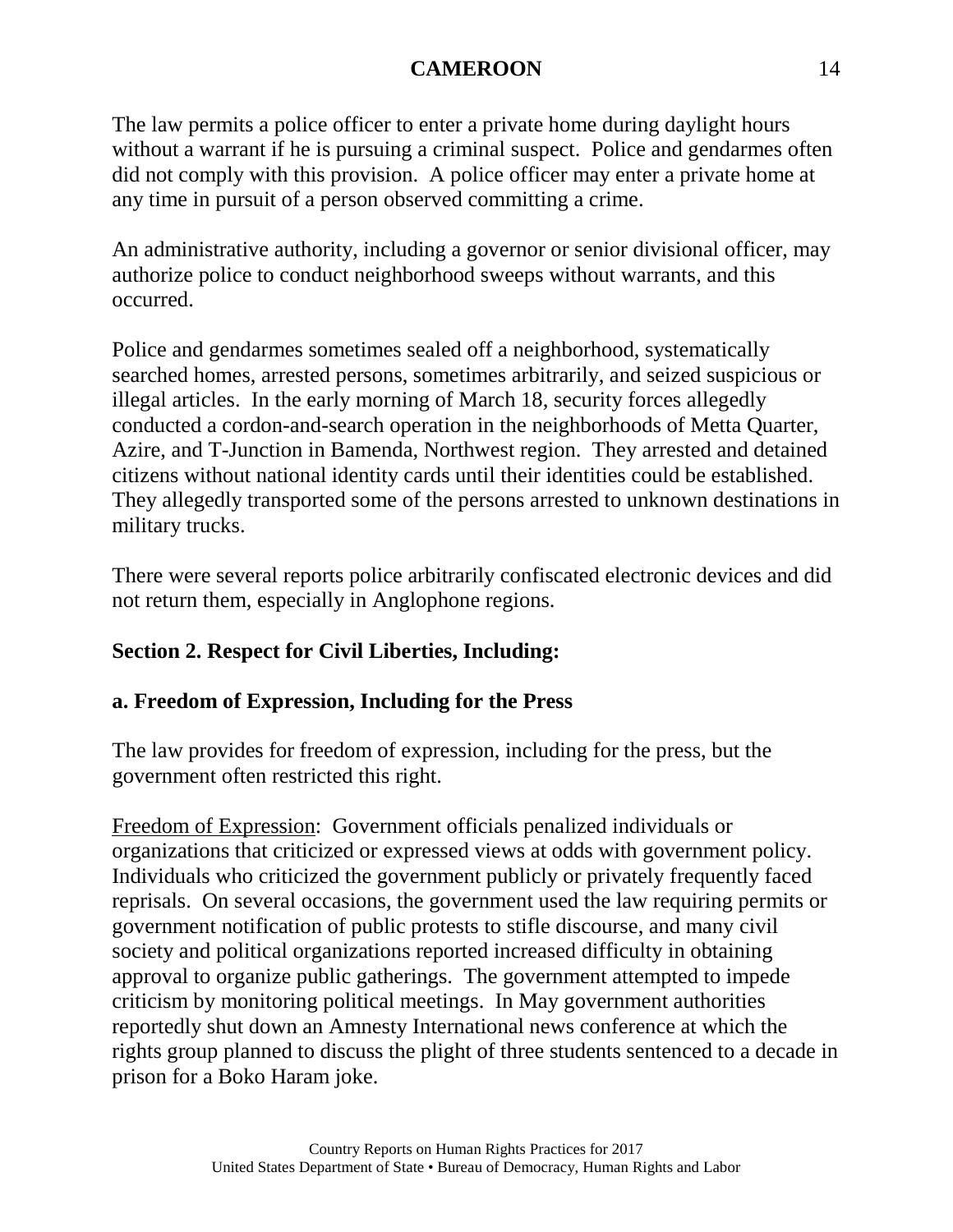The law permits a police officer to enter a private home during daylight hours without a warrant if he is pursuing a criminal suspect. Police and gendarmes often did not comply with this provision. A police officer may enter a private home at any time in pursuit of a person observed committing a crime.

An administrative authority, including a governor or senior divisional officer, may authorize police to conduct neighborhood sweeps without warrants, and this occurred.

Police and gendarmes sometimes sealed off a neighborhood, systematically searched homes, arrested persons, sometimes arbitrarily, and seized suspicious or illegal articles. In the early morning of March 18, security forces allegedly conducted a cordon-and-search operation in the neighborhoods of Metta Quarter, Azire, and T-Junction in Bamenda, Northwest region. They arrested and detained citizens without national identity cards until their identities could be established. They allegedly transported some of the persons arrested to unknown destinations in military trucks.

There were several reports police arbitrarily confiscated electronic devices and did not return them, especially in Anglophone regions.

## Section 2. Respect for Civil Liberties, Including:

### a. Freedom of Expression, Including for the Press

The law provides for freedom of expression, including for the press, but the government often restricted this right.

Freedom of Expression: Government officials penalized individuals or organizations that criticized or expressed views at odds with government policy. Individuals who criticized the government publicly or privately frequently faced reprisals. On several occasions, the government used the law requiring permits or government notification of public protests to stifle discourse, and many civil society and political organizations reported increased difficulty in obtaining approval to organize public gatherings. The government attempted to impede criticism by monitoring political meetings. In May government authorities reportedly shut down an Amnesty International news conference at which the rights group planned to discuss the plight of three students sentenced to a decade in prison for a Boko Haram joke.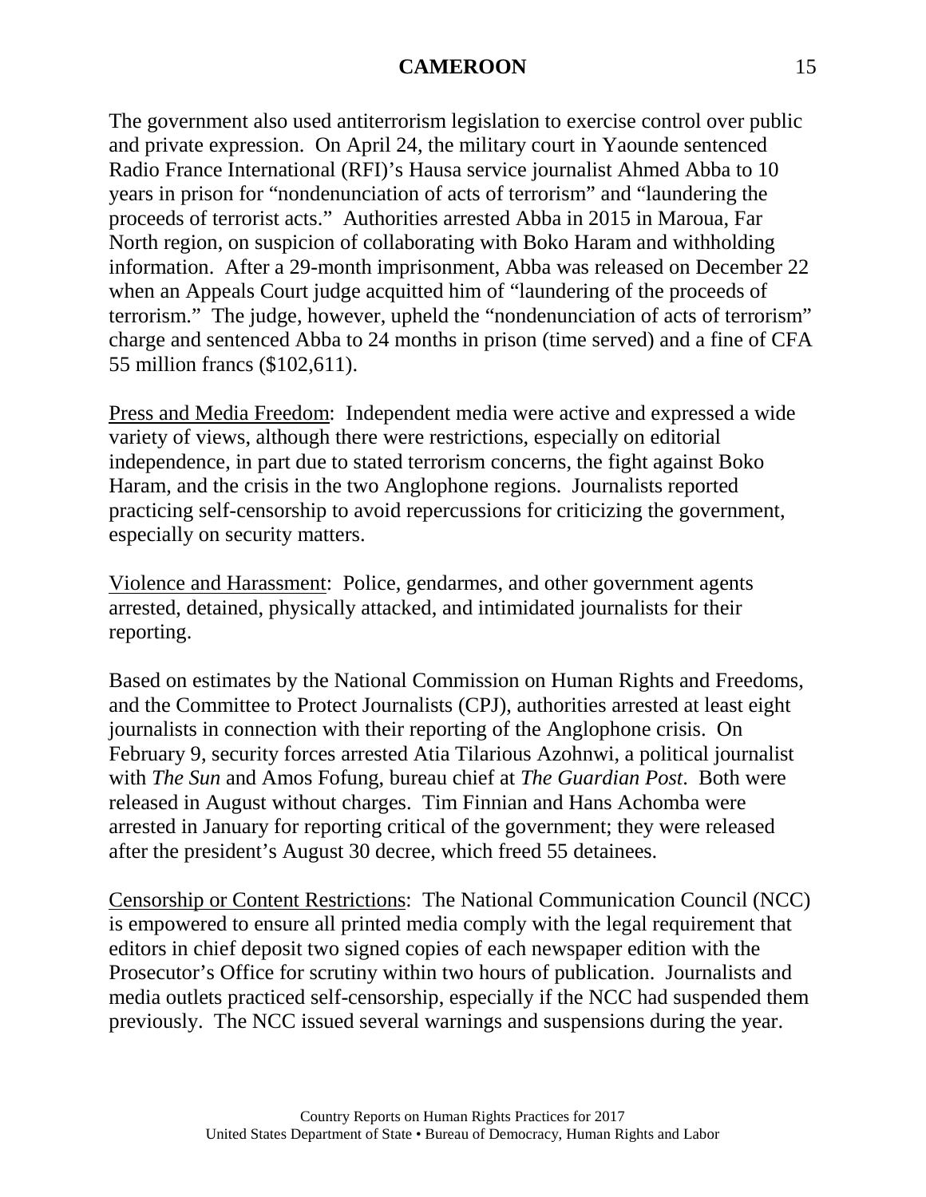The government also used antiterrorism legislation to exercise control over public and private expression. On April 24, the military court in Yaounde sentenced Radio France International (RFI)'s Hausa service journalist Ahmed Abba to 10 years in prison for "nondenunciation of acts of terrorism" and "laundering the proceeds of terrorist acts." Authorities arrested Abba in 2015 in Maroua, Far North region, on suspicion of collaborating with Boko Haram and withholding information. After a 29-month imprisonment, Abba was released on December 22 when an Appeals Court judge acquitted him of "laundering of the proceeds of terrorism." The judge, however, upheld the "nondenunciation of acts of terrorism" charge and sentenced Abba to 24 months in prison (time served) and a fine of CFA 55 million francs ($102,611).

Press and Media Freedom: Independent media were active and expressed a wide variety of views, although there were restrictions, especially on editorial independence, in part due to stated terrorism concerns, the fight against Boko Haram, and the crisis in the two Anglophone regions. Journalists reported practicing self-censorship to avoid repercussions for criticizing the government, especially on security matters.

Violence and Harassment: Police, gendarmes, and other government agents arrested, detained, physically attacked, and intimidated journalists for their reporting.

Based on estimates by the National Commission on Human Rights and Freedoms, and the Committee to Protect Journalists (CPJ), authorities arrested at least eight journalists in connection with their reporting of the Anglophone crisis. On February 9, security forces arrested Atia Tilarious Azohnwi, a political journalist with *The Sun* and Amos Fofung, bureau chief at *The Guardian Post*. Both were released in August without charges. Tim Finnian and Hans Achomba were arrested in January for reporting critical of the government; they were released after the president's August 30 decree, which freed 55 detainees.

Censorship or Content Restrictions: The National Communication Council (NCC) is empowered to ensure all printed media comply with the legal requirement that editors in chief deposit two signed copies of each newspaper edition with the Prosecutor's Office for scrutiny within two hours of publication. Journalists and media outlets practiced self-censorship, especially if the NCC had suspended them previously. The NCC issued several warnings and suspensions during the year.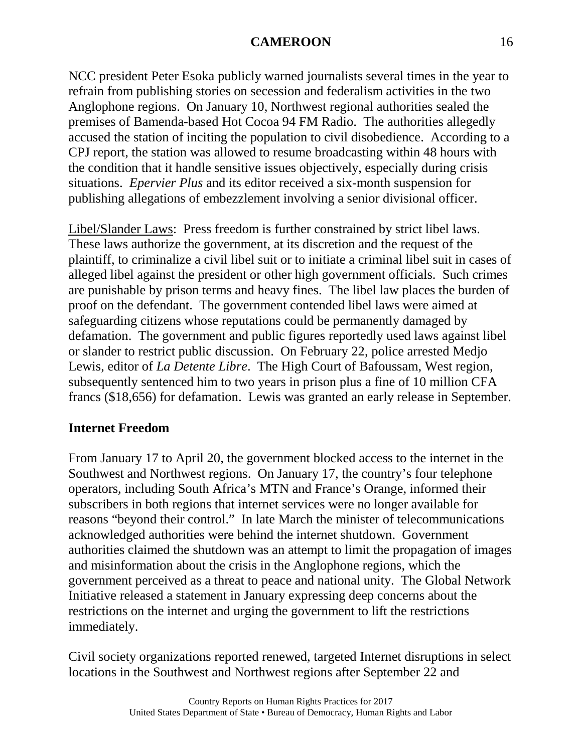NCC president Peter Esoka publicly warned journalists several times in the year to refrain from publishing stories on secession and federalism activities in the two Anglophone regions. On January 10, Northwest regional authorities sealed the premises of Bamenda-based Hot Cocoa 94 FM Radio. The authorities allegedly accused the station of inciting the population to civil disobedience. According to a CPJ report, the station was allowed to resume broadcasting within 48 hours with the condition that it handle sensitive issues objectively, especially during crisis situations. *Epervier Plus* and its editor received a six-month suspension for publishing allegations of embezzlement involving a senior divisional officer.

Libel/Slander Laws: Press freedom is further constrained by strict libel laws. These laws authorize the government, at its discretion and the request of the plaintiff, to criminalize a civil libel suit or to initiate a criminal libel suit in cases of alleged libel against the president or other high government officials. Such crimes are punishable by prison terms and heavy fines. The libel law places the burden of proof on the defendant. The government contended libel laws were aimed at safeguarding citizens whose reputations could be permanently damaged by defamation. The government and public figures reportedly used laws against libel or slander to restrict public discussion. On February 22, police arrested Medjo Lewis, editor of *La Detente Libre*. The High Court of Bafoussam, West region, subsequently sentenced him to two years in prison plus a fine of 10 million CFA francs ($18,656) for defamation. Lewis was granted an early release in September.

## Internet Freedom

From January 17 to April 20, the government blocked access to the internet in the Southwest and Northwest regions. On January 17, the country's four telephone operators, including South Africa's MTN and France's Orange, informed their subscribers in both regions that internet services were no longer available for reasons "beyond their control." In late March the minister of telecommunications acknowledged authorities were behind the internet shutdown. Government authorities claimed the shutdown was an attempt to limit the propagation of images and misinformation about the crisis in the Anglophone regions, which the government perceived as a threat to peace and national unity. The Global Network Initiative released a statement in January expressing deep concerns about the restrictions on the internet and urging the government to lift the restrictions immediately.

Civil society organizations reported renewed, targeted Internet disruptions in select locations in the Southwest and Northwest regions after September 22 and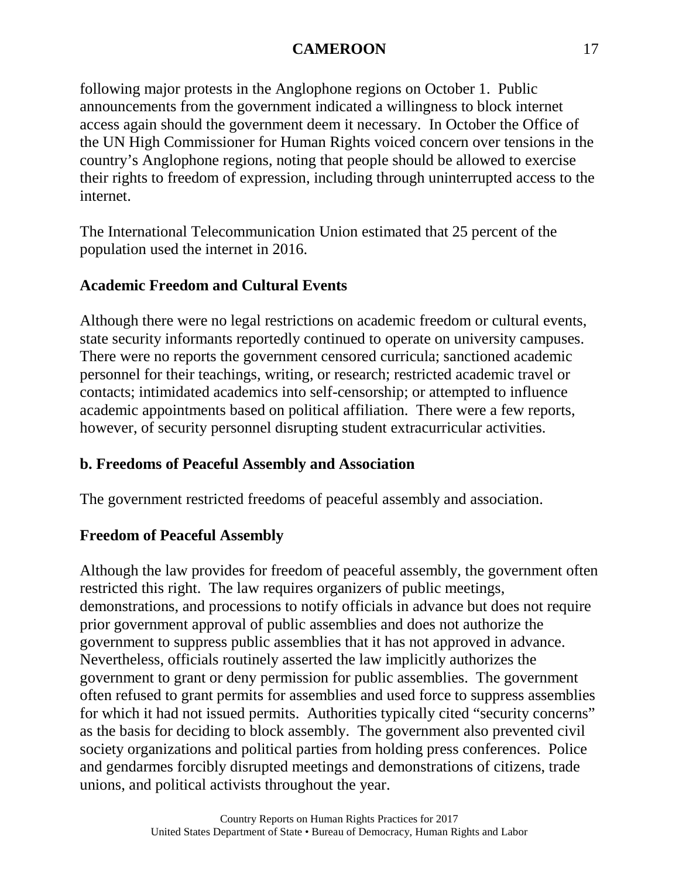following major protests in the Anglophone regions on October 1. Public announcements from the government indicated a willingness to block internet access again should the government deem it necessary. In October the Office of the UN High Commissioner for Human Rights voiced concern over tensions in the country's Anglophone regions, noting that people should be allowed to exercise their rights to freedom of expression, including through uninterrupted access to the internet.

The International Telecommunication Union estimated that 25 percent of the population used the internet in 2016.

**Academic Freedom and Cultural Events**

Although there were no legal restrictions on academic freedom or cultural events, state security informants reportedly continued to operate on university campuses. There were no reports the government censored curricula; sanctioned academic personnel for their teachings, writing, or research; restricted academic travel or contacts; intimidated academics into self-censorship; or attempted to influence academic appointments based on political affiliation. There were a few reports, however, of security personnel disrupting student extracurricular activities.

## b. Freedoms of Peaceful Assembly and Association

The government restricted freedoms of peaceful assembly and association.

**Freedom of Peaceful Assembly**

Although the law provides for freedom of peaceful assembly, the government often restricted this right. The law requires organizers of public meetings, demonstrations, and processions to notify officials in advance but does not require prior government approval of public assemblies and does not authorize the government to suppress public assemblies that it has not approved in advance. Nevertheless, officials routinely asserted the law implicitly authorizes the government to grant or deny permission for public assemblies. The government often refused to grant permits for assemblies and used force to suppress assemblies for which it had not issued permits. Authorities typically cited "security concerns" as the basis for deciding to block assembly. The government also prevented civil society organizations and political parties from holding press conferences. Police and gendarmes forcibly disrupted meetings and demonstrations of citizens, trade unions, and political activists throughout the year.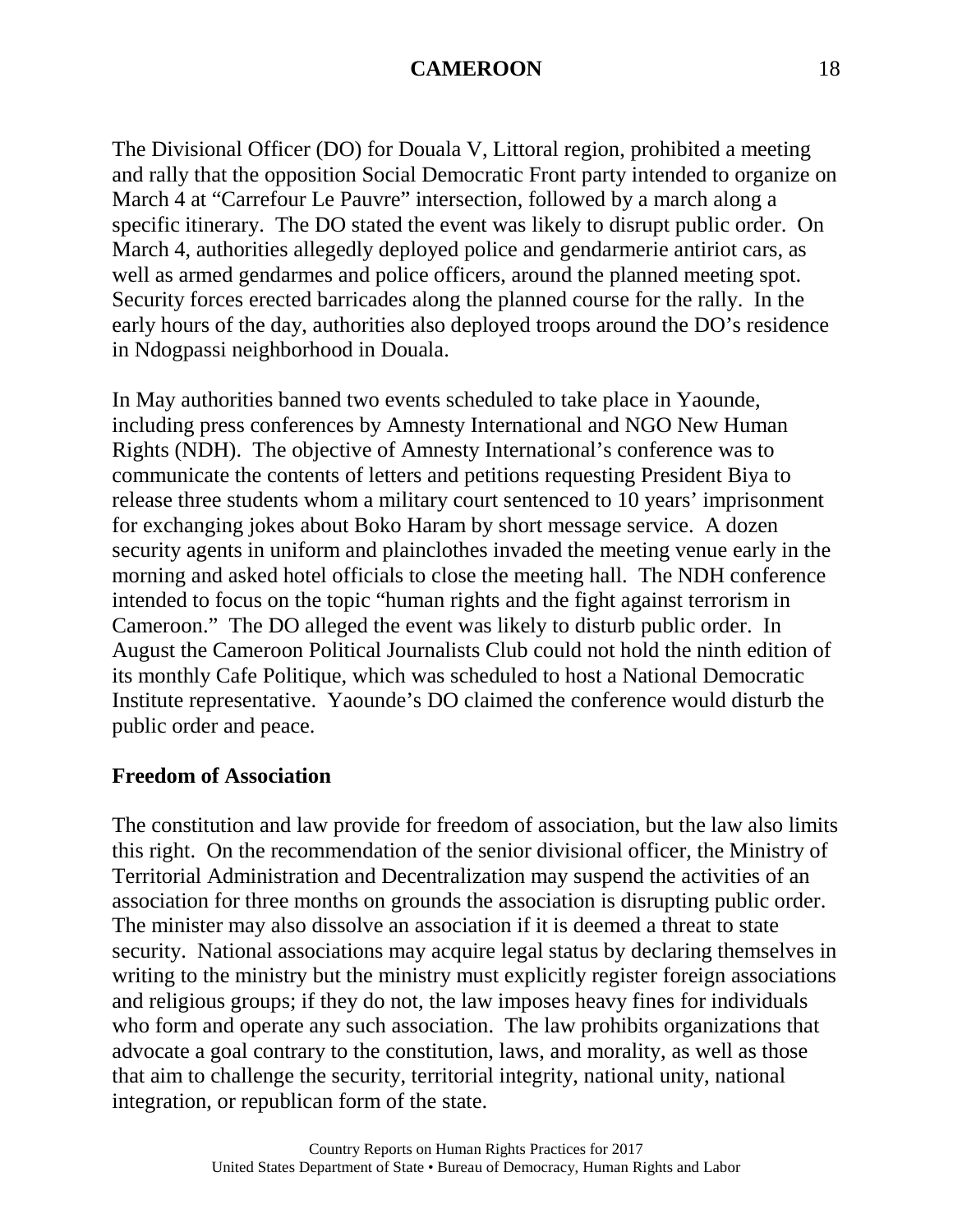The Divisional Officer (DO) for Douala V, Littoral region, prohibited a meeting and rally that the opposition Social Democratic Front party intended to organize on March 4 at "Carrefour Le Pauvre" intersection, followed by a march along a specific itinerary. The DO stated the event was likely to disrupt public order. On March 4, authorities allegedly deployed police and gendarmerie antiriot cars, as well as armed gendarmes and police officers, around the planned meeting spot. Security forces erected barricades along the planned course for the rally. In the early hours of the day, authorities also deployed troops around the DO's residence in Ndogpassi neighborhood in Douala.

In May authorities banned two events scheduled to take place in Yaounde, including press conferences by Amnesty International and NGO New Human Rights (NDH). The objective of Amnesty International's conference was to communicate the contents of letters and petitions requesting President Biya to release three students whom a military court sentenced to 10 years' imprisonment for exchanging jokes about Boko Haram by short message service. A dozen security agents in uniform and plainclothes invaded the meeting venue early in the morning and asked hotel officials to close the meeting hall. The NDH conference intended to focus on the topic "human rights and the fight against terrorism in Cameroon." The DO alleged the event was likely to disturb public order. In August the Cameroon Political Journalists Club could not hold the ninth edition of its monthly Cafe Politique, which was scheduled to host a National Democratic Institute representative. Yaounde's DO claimed the conference would disturb the public order and peace.

**Freedom of Association**

The constitution and law provide for freedom of association, but the law also limits this right. On the recommendation of the senior divisional officer, the Ministry of Territorial Administration and Decentralization may suspend the activities of an association for three months on grounds the association is disrupting public order. The minister may also dissolve an association if it is deemed a threat to state security. National associations may acquire legal status by declaring themselves in writing to the ministry but the ministry must explicitly register foreign associations and religious groups; if they do not, the law imposes heavy fines for individuals who form and operate any such association. The law prohibits organizations that advocate a goal contrary to the constitution, laws, and morality, as well as those that aim to challenge the security, territorial integrity, national unity, national integration, or republican form of the state.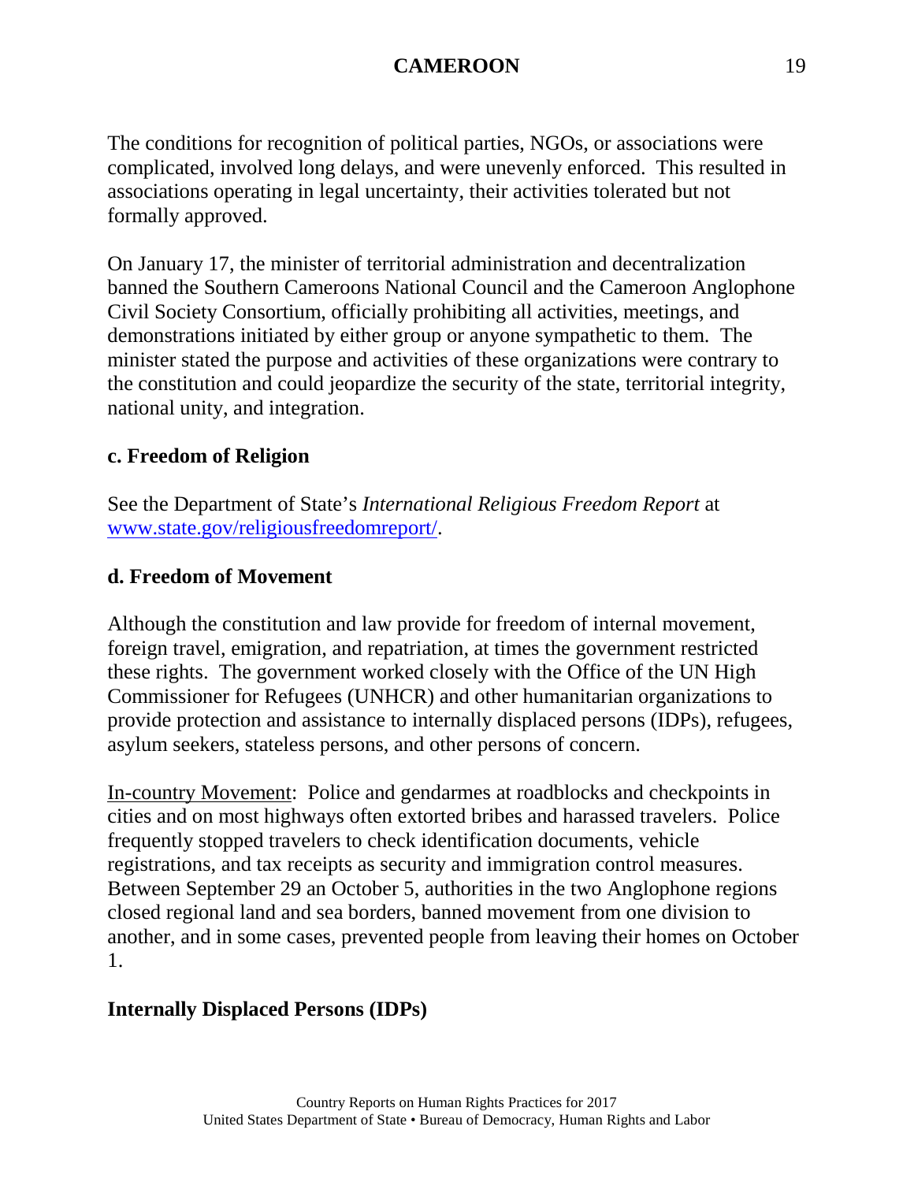The conditions for recognition of political parties, NGOs, or associations were complicated, involved long delays, and were unevenly enforced. This resulted in associations operating in legal uncertainty, their activities tolerated but not formally approved.

On January 17, the minister of territorial administration and decentralization banned the Southern Cameroons National Council and the Cameroon Anglophone Civil Society Consortium, officially prohibiting all activities, meetings, and demonstrations initiated by either group or anyone sympathetic to them. The minister stated the purpose and activities of these organizations were contrary to the constitution and could jeopardize the security of the state, territorial integrity, national unity, and integration.

### c. Freedom of Religion

See the Department of State's *International Religious Freedom Report* at [www.state.gov/religiousfreedomreport/](http://www.state.gov/religiousfreedomreport/).

### d. Freedom of Movement

Although the constitution and law provide for freedom of internal movement, foreign travel, emigration, and repatriation, at times the government restricted these rights. The government worked closely with the Office of the UN High Commissioner for Refugees (UNHCR) and other humanitarian organizations to provide protection and assistance to internally displaced persons (IDPs), refugees, asylum seekers, stateless persons, and other persons of concern.

<u>In-country Movement</u>: Police and gendarmes at roadblocks and checkpoints in cities and on most highways often extorted bribes and harassed travelers. Police frequently stopped travelers to check identification documents, vehicle registrations, and tax receipts as security and immigration control measures. Between September 29 an October 5, authorities in the two Anglophone regions closed regional land and sea borders, banned movement from one division to another, and in some cases, prevented people from leaving their homes on October 1.

### Internally Displaced Persons (IDPs)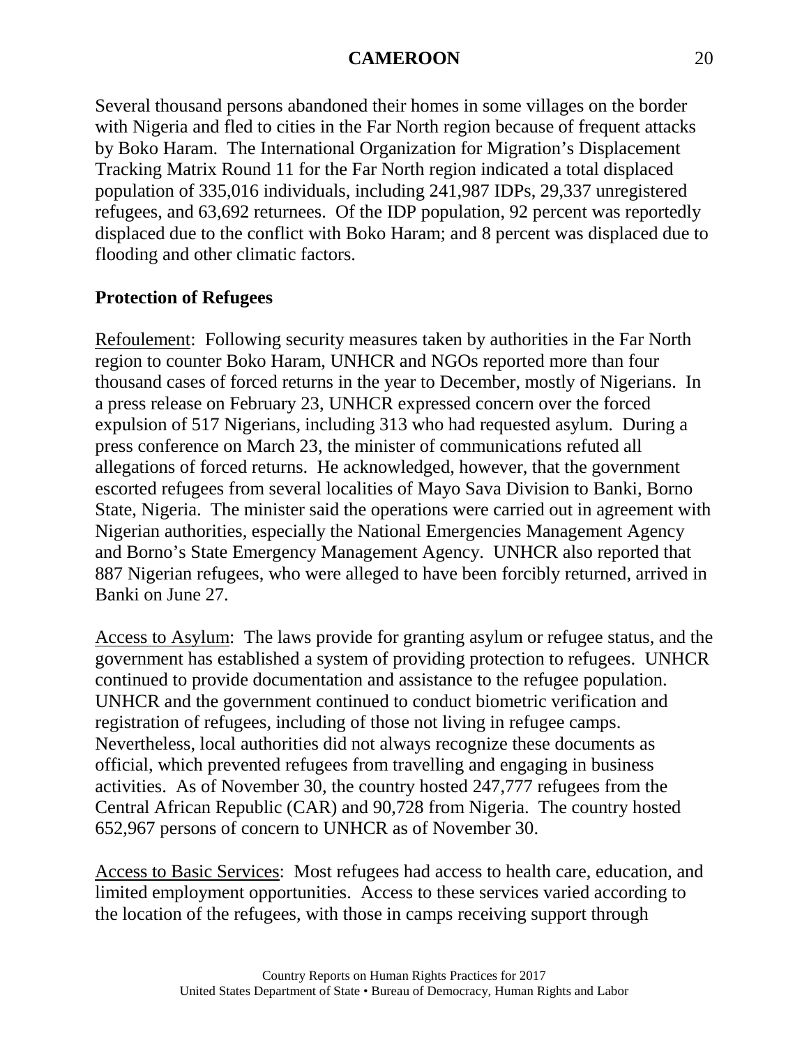Several thousand persons abandoned their homes in some villages on the border with Nigeria and fled to cities in the Far North region because of frequent attacks by Boko Haram. The International Organization for Migration's Displacement Tracking Matrix Round 11 for the Far North region indicated a total displaced population of 335,016 individuals, including 241,987 IDPs, 29,337 unregistered refugees, and 63,692 returnees. Of the IDP population, 92 percent was reportedly displaced due to the conflict with Boko Haram; and 8 percent was displaced due to flooding and other climatic factors.

**Protection of Refugees**

Refoulement: Following security measures taken by authorities in the Far North region to counter Boko Haram, UNHCR and NGOs reported more than four thousand cases of forced returns in the year to December, mostly of Nigerians. In a press release on February 23, UNHCR expressed concern over the forced expulsion of 517 Nigerians, including 313 who had requested asylum. During a press conference on March 23, the minister of communications refuted all allegations of forced returns. He acknowledged, however, that the government escorted refugees from several localities of Mayo Sava Division to Banki, Borno State, Nigeria. The minister said the operations were carried out in agreement with Nigerian authorities, especially the National Emergencies Management Agency and Borno's State Emergency Management Agency. UNHCR also reported that 887 Nigerian refugees, who were alleged to have been forcibly returned, arrived in Banki on June 27.

Access to Asylum: The laws provide for granting asylum or refugee status, and the government has established a system of providing protection to refugees. UNHCR continued to provide documentation and assistance to the refugee population. UNHCR and the government continued to conduct biometric verification and registration of refugees, including of those not living in refugee camps. Nevertheless, local authorities did not always recognize these documents as official, which prevented refugees from travelling and engaging in business activities. As of November 30, the country hosted 247,777 refugees from the Central African Republic (CAR) and 90,728 from Nigeria. The country hosted 652,967 persons of concern to UNHCR as of November 30.

Access to Basic Services: Most refugees had access to health care, education, and limited employment opportunities. Access to these services varied according to the location of the refugees, with those in camps receiving support through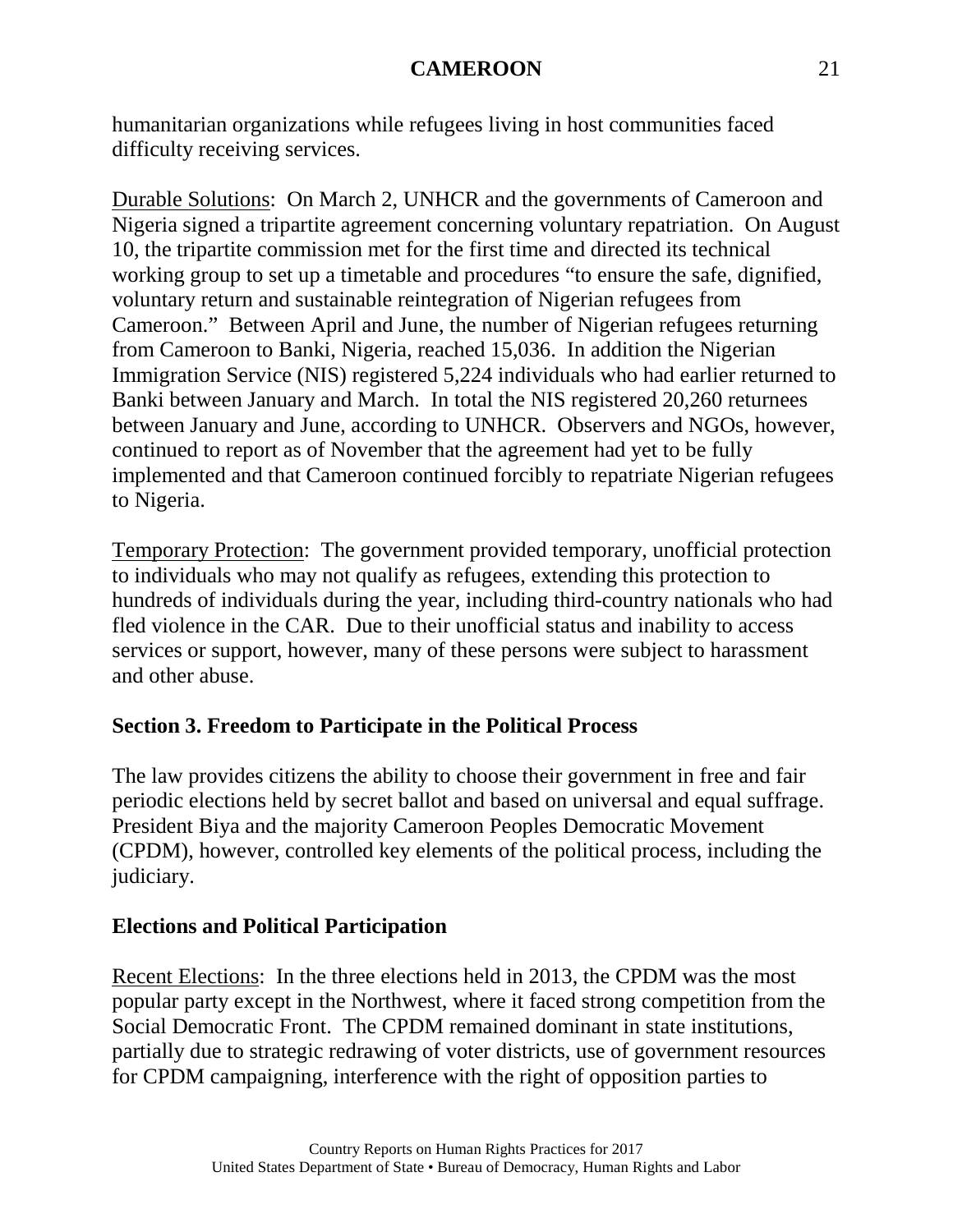humanitarian organizations while refugees living in host communities faced difficulty receiving services.

Durable Solutions: On March 2, UNHCR and the governments of Cameroon and Nigeria signed a tripartite agreement concerning voluntary repatriation. On August 10, the tripartite commission met for the first time and directed its technical working group to set up a timetable and procedures "to ensure the safe, dignified, voluntary return and sustainable reintegration of Nigerian refugees from Cameroon." Between April and June, the number of Nigerian refugees returning from Cameroon to Banki, Nigeria, reached 15,036. In addition the Nigerian Immigration Service (NIS) registered 5,224 individuals who had earlier returned to Banki between January and March. In total the NIS registered 20,260 returnees between January and June, according to UNHCR. Observers and NGOs, however, continued to report as of November that the agreement had yet to be fully implemented and that Cameroon continued forcibly to repatriate Nigerian refugees to Nigeria.

Temporary Protection: The government provided temporary, unofficial protection to individuals who may not qualify as refugees, extending this protection to hundreds of individuals during the year, including third-country nationals who had fled violence in the CAR. Due to their unofficial status and inability to access services or support, however, many of these persons were subject to harassment and other abuse.

## Section 3. Freedom to Participate in the Political Process

The law provides citizens the ability to choose their government in free and fair periodic elections held by secret ballot and based on universal and equal suffrage. President Biya and the majority Cameroon Peoples Democratic Movement (CPDM), however, controlled key elements of the political process, including the judiciary.

### Elections and Political Participation

Recent Elections: In the three elections held in 2013, the CPDM was the most popular party except in the Northwest, where it faced strong competition from the Social Democratic Front. The CPDM remained dominant in state institutions, partially due to strategic redrawing of voter districts, use of government resources for CPDM campaigning, interference with the right of opposition parties to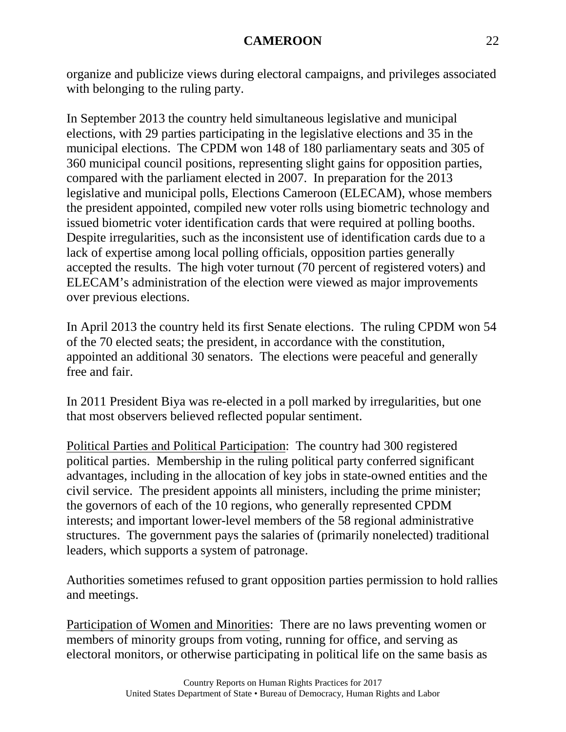organize and publicize views during electoral campaigns, and privileges associated with belonging to the ruling party.

In September 2013 the country held simultaneous legislative and municipal elections, with 29 parties participating in the legislative elections and 35 in the municipal elections. The CPDM won 148 of 180 parliamentary seats and 305 of 360 municipal council positions, representing slight gains for opposition parties, compared with the parliament elected in 2007. In preparation for the 2013 legislative and municipal polls, Elections Cameroon (ELECAM), whose members the president appointed, compiled new voter rolls using biometric technology and issued biometric voter identification cards that were required at polling booths. Despite irregularities, such as the inconsistent use of identification cards due to a lack of expertise among local polling officials, opposition parties generally accepted the results. The high voter turnout (70 percent of registered voters) and ELECAM's administration of the election were viewed as major improvements over previous elections.

In April 2013 the country held its first Senate elections. The ruling CPDM won 54 of the 70 elected seats; the president, in accordance with the constitution, appointed an additional 30 senators. The elections were peaceful and generally free and fair.

In 2011 President Biya was re-elected in a poll marked by irregularities, but one that most observers believed reflected popular sentiment.

Political Parties and Political Participation: The country had 300 registered political parties. Membership in the ruling political party conferred significant advantages, including in the allocation of key jobs in state-owned entities and the civil service. The president appoints all ministers, including the prime minister; the governors of each of the 10 regions, who generally represented CPDM interests; and important lower-level members of the 58 regional administrative structures. The government pays the salaries of (primarily nonelected) traditional leaders, which supports a system of patronage.

Authorities sometimes refused to grant opposition parties permission to hold rallies and meetings.

Participation of Women and Minorities: There are no laws preventing women or members of minority groups from voting, running for office, and serving as electoral monitors, or otherwise participating in political life on the same basis as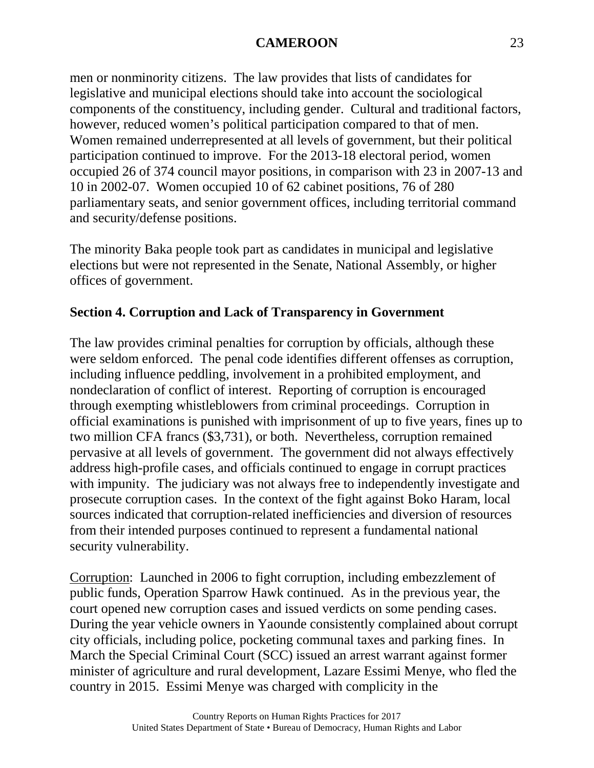men or nonminority citizens. The law provides that lists of candidates for legislative and municipal elections should take into account the sociological components of the constituency, including gender. Cultural and traditional factors, however, reduced women's political participation compared to that of men. Women remained underrepresented at all levels of government, but their political participation continued to improve. For the 2013-18 electoral period, women occupied 26 of 374 council mayor positions, in comparison with 23 in 2007-13 and 10 in 2002-07. Women occupied 10 of 62 cabinet positions, 76 of 280 parliamentary seats, and senior government offices, including territorial command and security/defense positions.

The minority Baka people took part as candidates in municipal and legislative elections but were not represented in the Senate, National Assembly, or higher offices of government.

## Section 4. Corruption and Lack of Transparency in Government

The law provides criminal penalties for corruption by officials, although these were seldom enforced. The penal code identifies different offenses as corruption, including influence peddling, involvement in a prohibited employment, and nondeclaration of conflict of interest. Reporting of corruption is encouraged through exempting whistleblowers from criminal proceedings. Corruption in official examinations is punished with imprisonment of up to five years, fines up to two million CFA francs ($3,731), or both. Nevertheless, corruption remained pervasive at all levels of government. The government did not always effectively address high-profile cases, and officials continued to engage in corrupt practices with impunity. The judiciary was not always free to independently investigate and prosecute corruption cases. In the context of the fight against Boko Haram, local sources indicated that corruption-related inefficiencies and diversion of resources from their intended purposes continued to represent a fundamental national security vulnerability.

Corruption: Launched in 2006 to fight corruption, including embezzlement of public funds, Operation Sparrow Hawk continued. As in the previous year, the court opened new corruption cases and issued verdicts on some pending cases. During the year vehicle owners in Yaounde consistently complained about corrupt city officials, including police, pocketing communal taxes and parking fines. In March the Special Criminal Court (SCC) issued an arrest warrant against former minister of agriculture and rural development, Lazare Essimi Menye, who fled the country in 2015. Essimi Menye was charged with complicity in the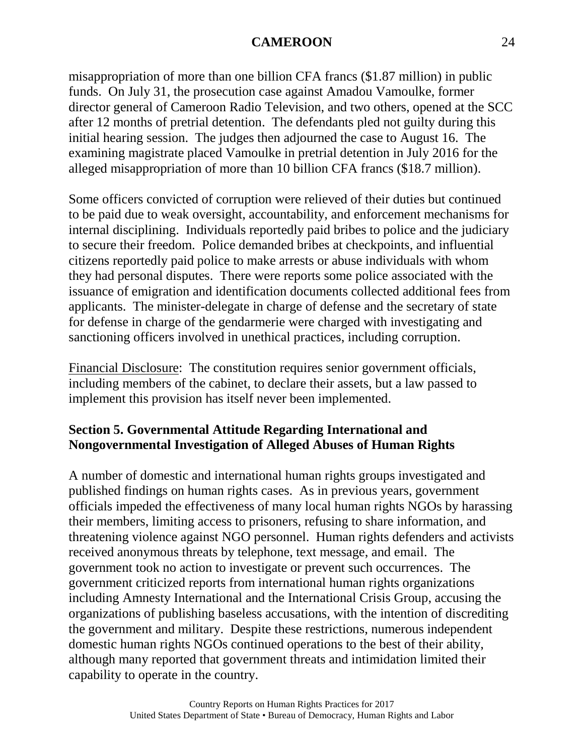misappropriation of more than one billion CFA francs ($1.87 million) in public funds. On July 31, the prosecution case against Amadou Vamoulke, former director general of Cameroon Radio Television, and two others, opened at the SCC after 12 months of pretrial detention. The defendants pled not guilty during this initial hearing session. The judges then adjourned the case to August 16. The examining magistrate placed Vamoulke in pretrial detention in July 2016 for the alleged misappropriation of more than 10 billion CFA francs ($18.7 million).

Some officers convicted of corruption were relieved of their duties but continued to be paid due to weak oversight, accountability, and enforcement mechanisms for internal disciplining. Individuals reportedly paid bribes to police and the judiciary to secure their freedom. Police demanded bribes at checkpoints, and influential citizens reportedly paid police to make arrests or abuse individuals with whom they had personal disputes. There were reports some police associated with the issuance of emigration and identification documents collected additional fees from applicants. The minister-delegate in charge of defense and the secretary of state for defense in charge of the gendarmerie were charged with investigating and sanctioning officers involved in unethical practices, including corruption.

Financial Disclosure: The constitution requires senior government officials, including members of the cabinet, to declare their assets, but a law passed to implement this provision has itself never been implemented.

## Section 5. Governmental Attitude Regarding International and Nongovernmental Investigation of Alleged Abuses of Human Rights

A number of domestic and international human rights groups investigated and published findings on human rights cases. As in previous years, government officials impeded the effectiveness of many local human rights NGOs by harassing their members, limiting access to prisoners, refusing to share information, and threatening violence against NGO personnel. Human rights defenders and activists received anonymous threats by telephone, text message, and email. The government took no action to investigate or prevent such occurrences. The government criticized reports from international human rights organizations including Amnesty International and the International Crisis Group, accusing the organizations of publishing baseless accusations, with the intention of discrediting the government and military. Despite these restrictions, numerous independent domestic human rights NGOs continued operations to the best of their ability, although many reported that government threats and intimidation limited their capability to operate in the country.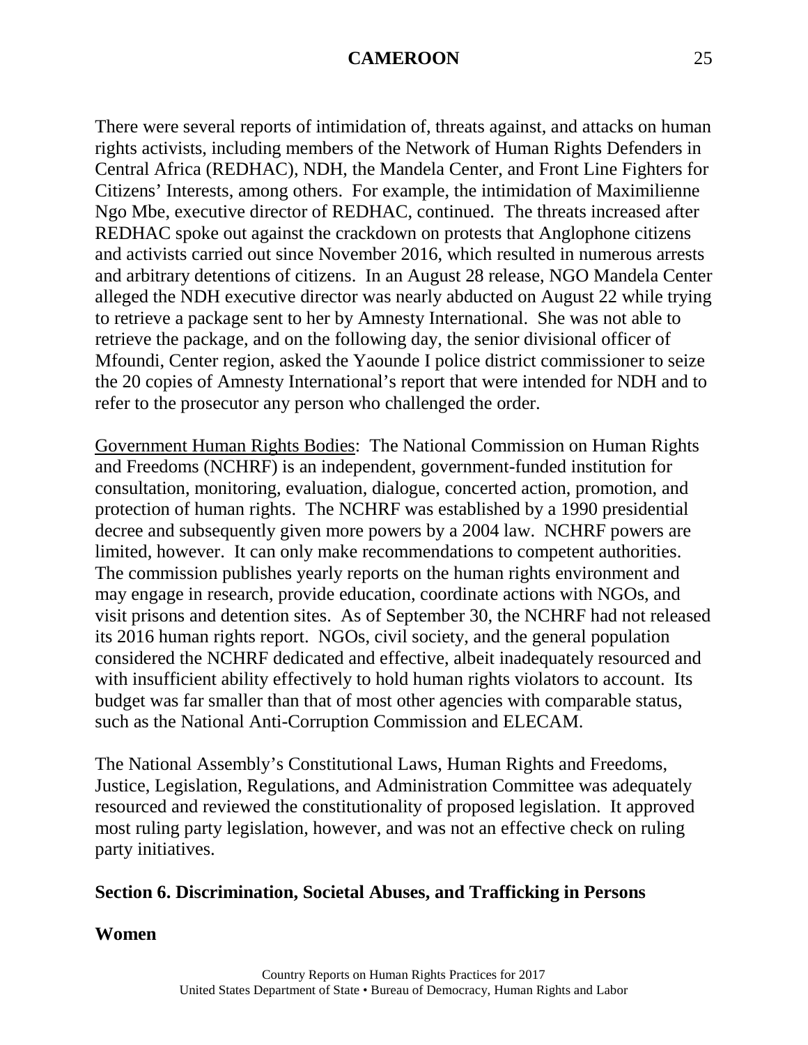There were several reports of intimidation of, threats against, and attacks on human rights activists, including members of the Network of Human Rights Defenders in Central Africa (REDHAC), NDH, the Mandela Center, and Front Line Fighters for Citizens' Interests, among others. For example, the intimidation of Maximilienne Ngo Mbe, executive director of REDHAC, continued. The threats increased after REDHAC spoke out against the crackdown on protests that Anglophone citizens and activists carried out since November 2016, which resulted in numerous arrests and arbitrary detentions of citizens. In an August 28 release, NGO Mandela Center alleged the NDH executive director was nearly abducted on August 22 while trying to retrieve a package sent to her by Amnesty International. She was not able to retrieve the package, and on the following day, the senior divisional officer of Mfoundi, Center region, asked the Yaounde I police district commissioner to seize the 20 copies of Amnesty International's report that were intended for NDH and to refer to the prosecutor any person who challenged the order.

Government Human Rights Bodies: The National Commission on Human Rights and Freedoms (NCHRF) is an independent, government-funded institution for consultation, monitoring, evaluation, dialogue, concerted action, promotion, and protection of human rights. The NCHRF was established by a 1990 presidential decree and subsequently given more powers by a 2004 law. NCHRF powers are limited, however. It can only make recommendations to competent authorities. The commission publishes yearly reports on the human rights environment and may engage in research, provide education, coordinate actions with NGOs, and visit prisons and detention sites. As of September 30, the NCHRF had not released its 2016 human rights report. NGOs, civil society, and the general population considered the NCHRF dedicated and effective, albeit inadequately resourced and with insufficient ability effectively to hold human rights violators to account. Its budget was far smaller than that of most other agencies with comparable status, such as the National Anti-Corruption Commission and ELECAM.

The National Assembly's Constitutional Laws, Human Rights and Freedoms, Justice, Legislation, Regulations, and Administration Committee was adequately resourced and reviewed the constitutionality of proposed legislation. It approved most ruling party legislation, however, and was not an effective check on ruling party initiatives.

## Section 6. Discrimination, Societal Abuses, and Trafficking in Persons

### Women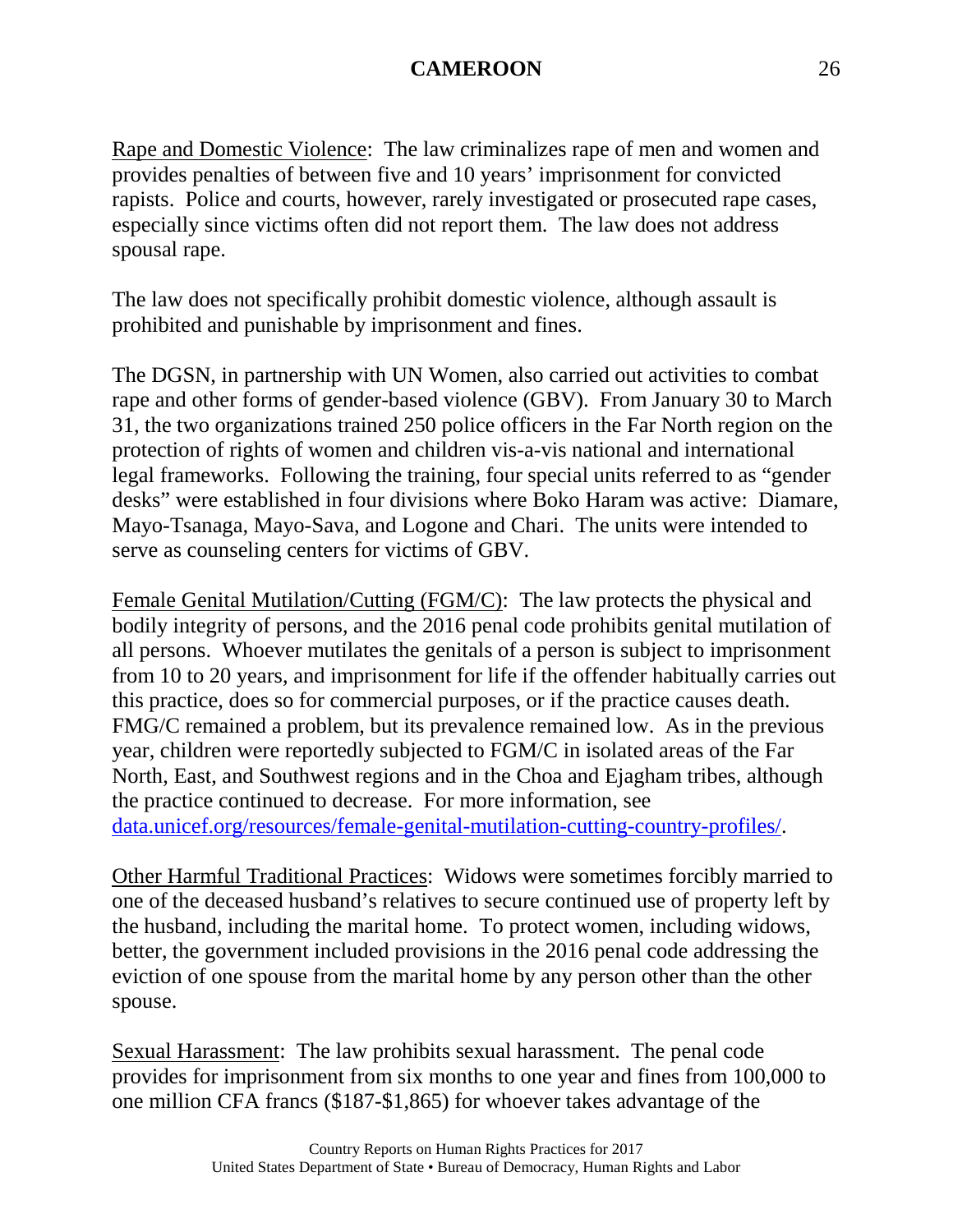Rape and Domestic Violence: The law criminalizes rape of men and women and provides penalties of between five and 10 years' imprisonment for convicted rapists. Police and courts, however, rarely investigated or prosecuted rape cases, especially since victims often did not report them. The law does not address spousal rape.

The law does not specifically prohibit domestic violence, although assault is prohibited and punishable by imprisonment and fines.

The DGSN, in partnership with UN Women, also carried out activities to combat rape and other forms of gender-based violence (GBV). From January 30 to March 31, the two organizations trained 250 police officers in the Far North region on the protection of rights of women and children vis-a-vis national and international legal frameworks. Following the training, four special units referred to as "gender desks" were established in four divisions where Boko Haram was active: Diamare, Mayo-Tsanaga, Mayo-Sava, and Logone and Chari. The units were intended to serve as counseling centers for victims of GBV.

Female Genital Mutilation/Cutting (FGM/C): The law protects the physical and bodily integrity of persons, and the 2016 penal code prohibits genital mutilation of all persons. Whoever mutilates the genitals of a person is subject to imprisonment from 10 to 20 years, and imprisonment for life if the offender habitually carries out this practice, does so for commercial purposes, or if the practice causes death. FMG/C remained a problem, but its prevalence remained low. As in the previous year, children were reportedly subjected to FGM/C in isolated areas of the Far North, East, and Southwest regions and in the Choa and Ejagham tribes, although the practice continued to decrease. For more information, see [data.unicef.org/resources/female-genital-mutilation-cutting-country-profiles/](data.unicef.org/resources/female-genital-mutilation-cutting-country-profiles/).

Other Harmful Traditional Practices: Widows were sometimes forcibly married to one of the deceased husband's relatives to secure continued use of property left by the husband, including the marital home. To protect women, including widows, better, the government included provisions in the 2016 penal code addressing the eviction of one spouse from the marital home by any person other than the other spouse.

Sexual Harassment: The law prohibits sexual harassment. The penal code provides for imprisonment from six months to one year and fines from 100,000 to one million CFA francs ($187-$1,865) for whoever takes advantage of the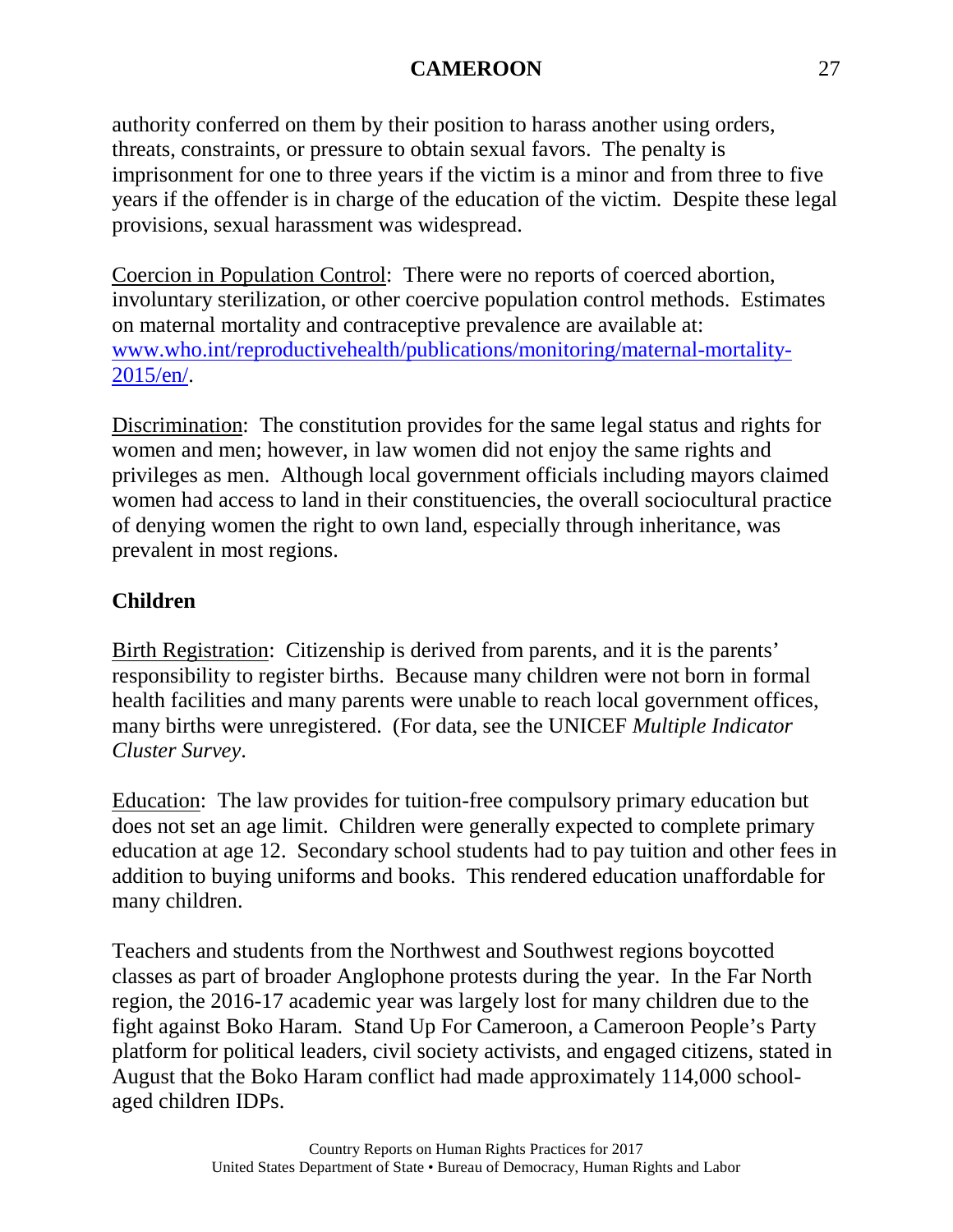authority conferred on them by their position to harass another using orders, threats, constraints, or pressure to obtain sexual favors. The penalty is imprisonment for one to three years if the victim is a minor and from three to five years if the offender is in charge of the education of the victim. Despite these legal provisions, sexual harassment was widespread.

Coercion in Population Control: There were no reports of coerced abortion, involuntary sterilization, or other coercive population control methods. Estimates on maternal mortality and contraceptive prevalence are available at: [www.who.int/reproductivehealth/publications/monitoring/maternal-mortality-2015/en/](www.who.int/reproductivehealth/publications/monitoring/maternal-mortality-2015/en/).

Discrimination: The constitution provides for the same legal status and rights for women and men; however, in law women did not enjoy the same rights and privileges as men. Although local government officials including mayors claimed women had access to land in their constituencies, the overall sociocultural practice of denying women the right to own land, especially through inheritance, was prevalent in most regions.

**Children**

Birth Registration: Citizenship is derived from parents, and it is the parents' responsibility to register births. Because many children were not born in formal health facilities and many parents were unable to reach local government offices, many births were unregistered. (For data, see the UNICEF *Multiple Indicator Cluster Survey*.

Education: The law provides for tuition-free compulsory primary education but does not set an age limit. Children were generally expected to complete primary education at age 12. Secondary school students had to pay tuition and other fees in addition to buying uniforms and books. This rendered education unaffordable for many children.

Teachers and students from the Northwest and Southwest regions boycotted classes as part of broader Anglophone protests during the year. In the Far North region, the 2016-17 academic year was largely lost for many children due to the fight against Boko Haram. Stand Up For Cameroon, a Cameroon People's Party platform for political leaders, civil society activists, and engaged citizens, stated in August that the Boko Haram conflict had made approximately 114,000 school-aged children IDPs.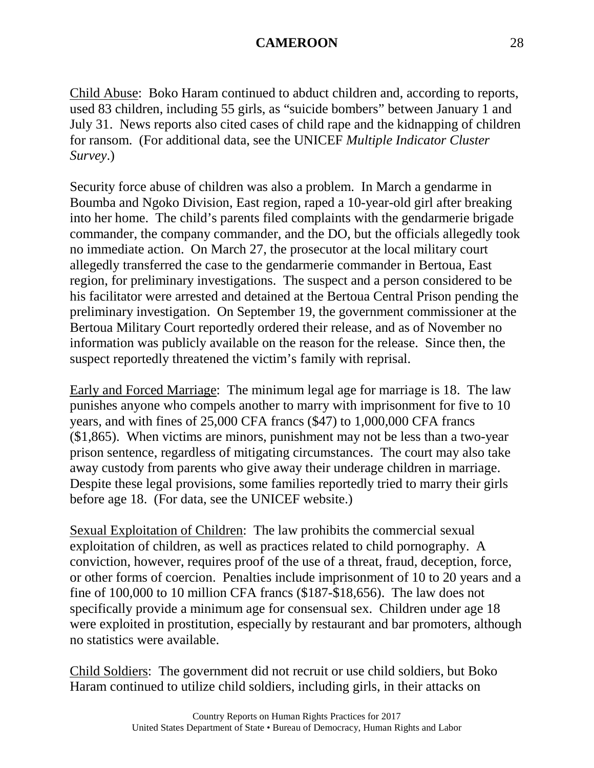Child Abuse: Boko Haram continued to abduct children and, according to reports, used 83 children, including 55 girls, as "suicide bombers" between January 1 and July 31. News reports also cited cases of child rape and the kidnapping of children for ransom. (For additional data, see the UNICEF *Multiple Indicator Cluster Survey*.)

Security force abuse of children was also a problem. In March a gendarme in Boumba and Ngoko Division, East region, raped a 10-year-old girl after breaking into her home. The child's parents filed complaints with the gendarmerie brigade commander, the company commander, and the DO, but the officials allegedly took no immediate action. On March 27, the prosecutor at the local military court allegedly transferred the case to the gendarmerie commander in Bertoua, East region, for preliminary investigations. The suspect and a person considered to be his facilitator were arrested and detained at the Bertoua Central Prison pending the preliminary investigation. On September 19, the government commissioner at the Bertoua Military Court reportedly ordered their release, and as of November no information was publicly available on the reason for the release. Since then, the suspect reportedly threatened the victim's family with reprisal.

Early and Forced Marriage: The minimum legal age for marriage is 18. The law punishes anyone who compels another to marry with imprisonment for five to 10 years, and with fines of 25,000 CFA francs ($47) to 1,000,000 CFA francs ($1,865). When victims are minors, punishment may not be less than a two-year prison sentence, regardless of mitigating circumstances. The court may also take away custody from parents who give away their underage children in marriage. Despite these legal provisions, some families reportedly tried to marry their girls before age 18. (For data, see the UNICEF website.)

Sexual Exploitation of Children: The law prohibits the commercial sexual exploitation of children, as well as practices related to child pornography. A conviction, however, requires proof of the use of a threat, fraud, deception, force, or other forms of coercion. Penalties include imprisonment of 10 to 20 years and a fine of 100,000 to 10 million CFA francs ($187-$18,656). The law does not specifically provide a minimum age for consensual sex. Children under age 18 were exploited in prostitution, especially by restaurant and bar promoters, although no statistics were available.

Child Soldiers: The government did not recruit or use child soldiers, but Boko Haram continued to utilize child soldiers, including girls, in their attacks on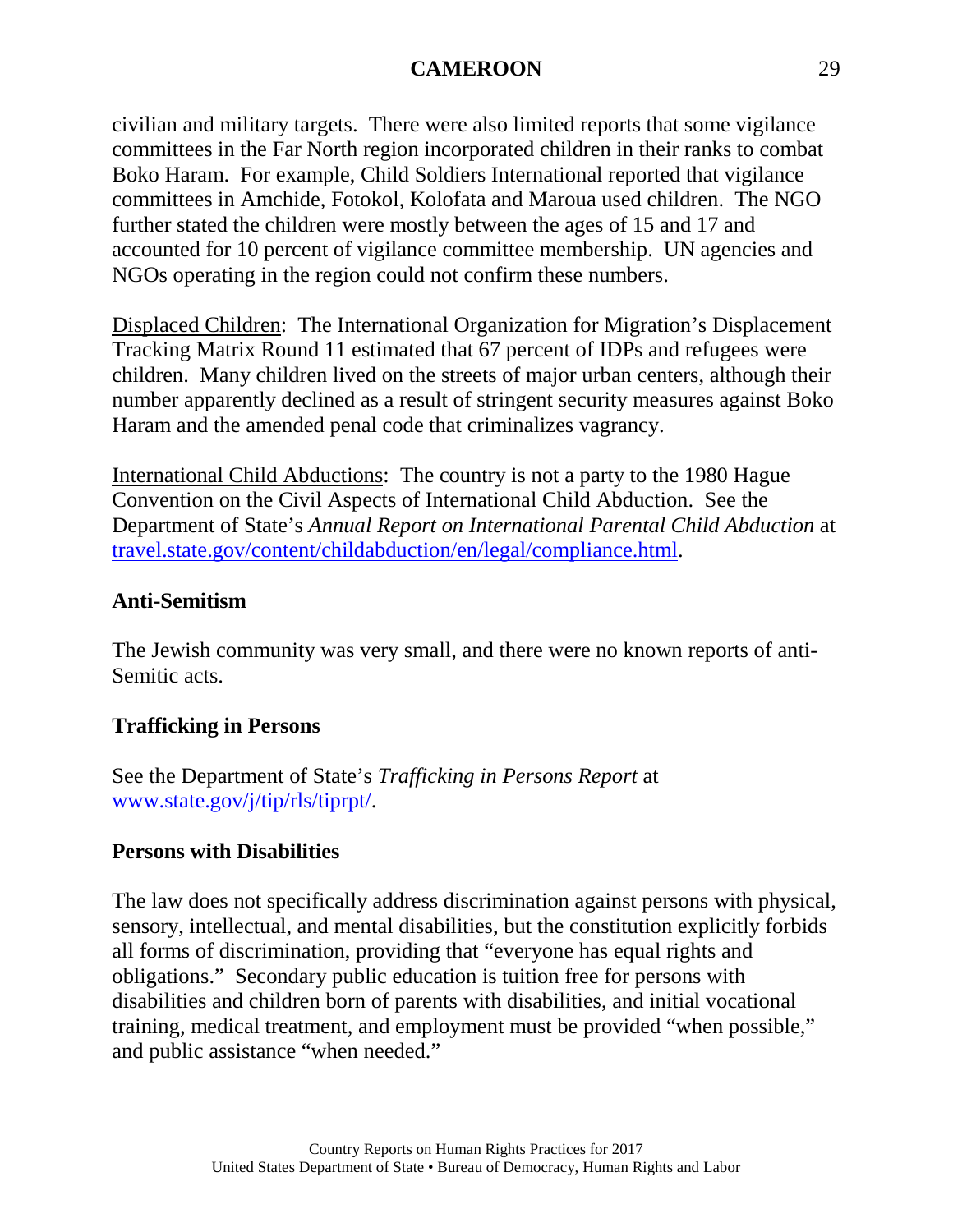civilian and military targets. There were also limited reports that some vigilance committees in the Far North region incorporated children in their ranks to combat Boko Haram. For example, Child Soldiers International reported that vigilance committees in Amchide, Fotokol, Kolofata and Maroua used children. The NGO further stated the children were mostly between the ages of 15 and 17 and accounted for 10 percent of vigilance committee membership. UN agencies and NGOs operating in the region could not confirm these numbers.

Displaced Children: The International Organization for Migration's Displacement Tracking Matrix Round 11 estimated that 67 percent of IDPs and refugees were children. Many children lived on the streets of major urban centers, although their number apparently declined as a result of stringent security measures against Boko Haram and the amended penal code that criminalizes vagrancy.

International Child Abductions: The country is not a party to the 1980 Hague Convention on the Civil Aspects of International Child Abduction. See the Department of State's *Annual Report on International Parental Child Abduction* at [travel.state.gov/content/childabduction/en/legal/compliance.html](travel.state.gov/content/childabduction/en/legal/compliance.html).

## Anti-Semitism

The Jewish community was very small, and there were no known reports of anti-Semitic acts.

## Trafficking in Persons

See the Department of State's *Trafficking in Persons Report* at [www.state.gov/j/tip/rls/tiprpt/](www.state.gov/j/tip/rls/tiprpt/).

## Persons with Disabilities

The law does not specifically address discrimination against persons with physical, sensory, intellectual, and mental disabilities, but the constitution explicitly forbids all forms of discrimination, providing that "everyone has equal rights and obligations." Secondary public education is tuition free for persons with disabilities and children born of parents with disabilities, and initial vocational training, medical treatment, and employment must be provided "when possible," and public assistance "when needed."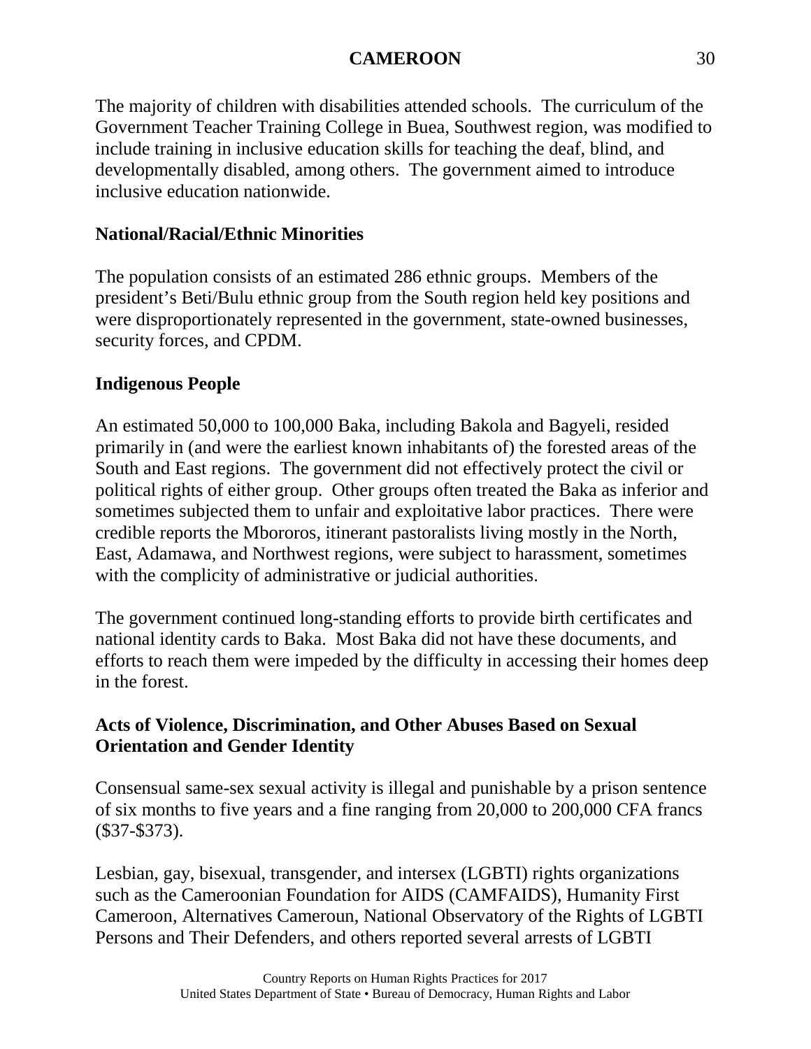The majority of children with disabilities attended schools. The curriculum of the Government Teacher Training College in Buea, Southwest region, was modified to include training in inclusive education skills for teaching the deaf, blind, and developmentally disabled, among others. The government aimed to introduce inclusive education nationwide.

**National/Racial/Ethnic Minorities**

The population consists of an estimated 286 ethnic groups. Members of the president's Beti/Bulu ethnic group from the South region held key positions and were disproportionately represented in the government, state-owned businesses, security forces, and CPDM.

**Indigenous People**

An estimated 50,000 to 100,000 Baka, including Bakola and Bagyeli, resided primarily in (and were the earliest known inhabitants of) the forested areas of the South and East regions. The government did not effectively protect the civil or political rights of either group. Other groups often treated the Baka as inferior and sometimes subjected them to unfair and exploitative labor practices. There were credible reports the Mbororos, itinerant pastoralists living mostly in the North, East, Adamawa, and Northwest regions, were subject to harassment, sometimes with the complicity of administrative or judicial authorities.

The government continued long-standing efforts to provide birth certificates and national identity cards to Baka. Most Baka did not have these documents, and efforts to reach them were impeded by the difficulty in accessing their homes deep in the forest.

**Acts of Violence, Discrimination, and Other Abuses Based on Sexual Orientation and Gender Identity**

Consensual same-sex sexual activity is illegal and punishable by a prison sentence of six months to five years and a fine ranging from 20,000 to 200,000 CFA francs ($37-$373).

Lesbian, gay, bisexual, transgender, and intersex (LGBTI) rights organizations such as the Cameroonian Foundation for AIDS (CAMFAIDS), Humanity First Cameroon, Alternatives Cameroun, National Observatory of the Rights of LGBTI Persons and Their Defenders, and others reported several arrests of LGBTI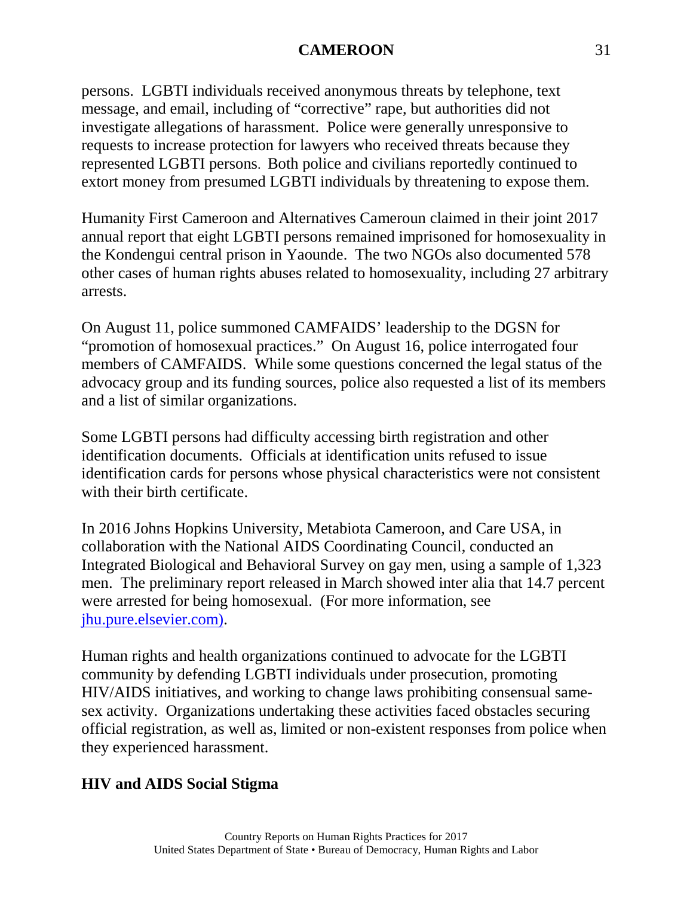persons. LGBTI individuals received anonymous threats by telephone, text message, and email, including of "corrective" rape, but authorities did not investigate allegations of harassment. Police were generally unresponsive to requests to increase protection for lawyers who received threats because they represented LGBTI persons. Both police and civilians reportedly continued to extort money from presumed LGBTI individuals by threatening to expose them.

Humanity First Cameroon and Alternatives Cameroun claimed in their joint 2017 annual report that eight LGBTI persons remained imprisoned for homosexuality in the Kondengui central prison in Yaounde. The two NGOs also documented 578 other cases of human rights abuses related to homosexuality, including 27 arbitrary arrests.

On August 11, police summoned CAMFAIDS' leadership to the DGSN for "promotion of homosexual practices." On August 16, police interrogated four members of CAMFAIDS. While some questions concerned the legal status of the advocacy group and its funding sources, police also requested a list of its members and a list of similar organizations.

Some LGBTI persons had difficulty accessing birth registration and other identification documents. Officials at identification units refused to issue identification cards for persons whose physical characteristics were not consistent with their birth certificate.

In 2016 Johns Hopkins University, Metabiota Cameroon, and Care USA, in collaboration with the National AIDS Coordinating Council, conducted an Integrated Biological and Behavioral Survey on gay men, using a sample of 1,323 men. The preliminary report released in March showed inter alia that 14.7 percent were arrested for being homosexual. (For more information, see jhu.pure.elsevier.com).

Human rights and health organizations continued to advocate for the LGBTI community by defending LGBTI individuals under prosecution, promoting HIV/AIDS initiatives, and working to change laws prohibiting consensual same-sex activity. Organizations undertaking these activities faced obstacles securing official registration, as well as, limited or non-existent responses from police when they experienced harassment.

**HIV and AIDS Social Stigma**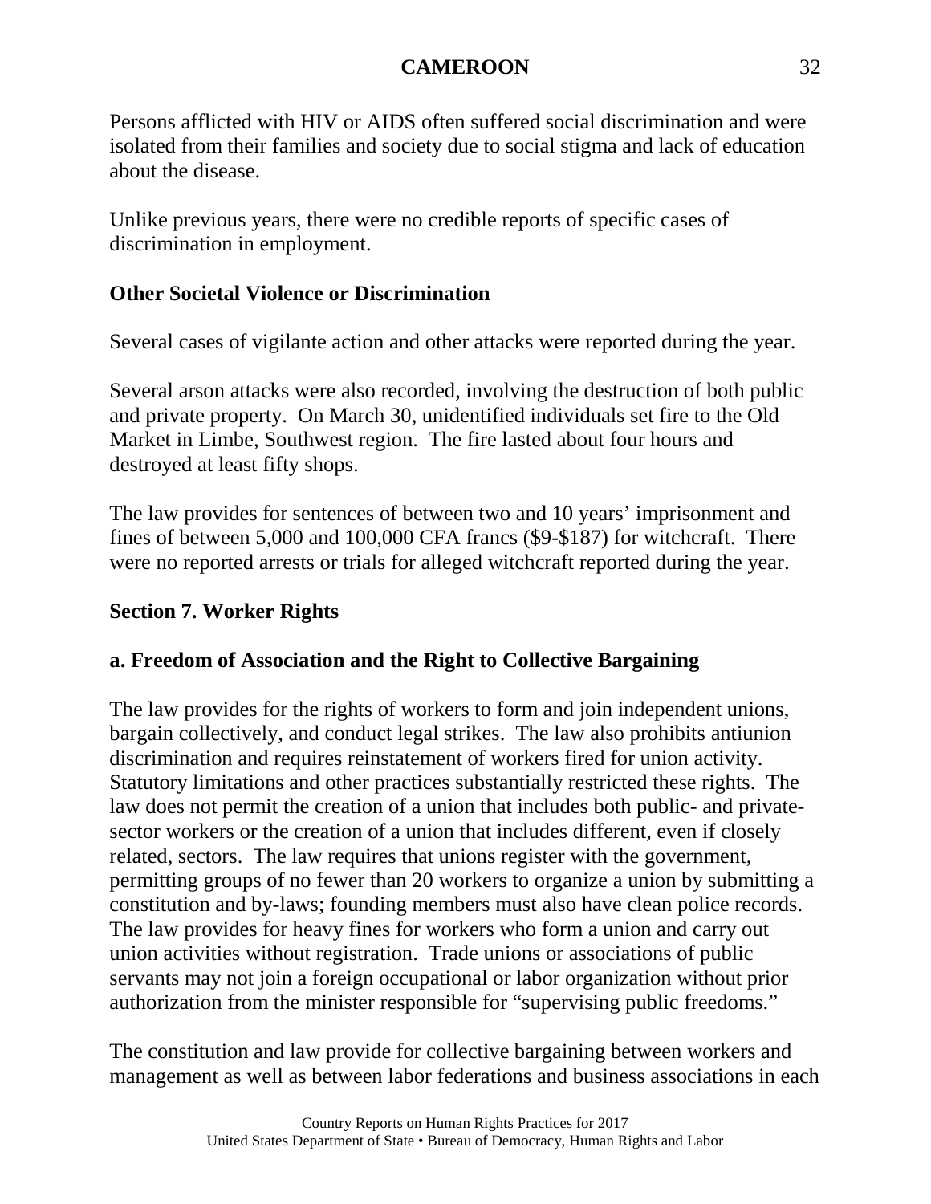Persons afflicted with HIV or AIDS often suffered social discrimination and were isolated from their families and society due to social stigma and lack of education about the disease.

Unlike previous years, there were no credible reports of specific cases of discrimination in employment.

### Other Societal Violence or Discrimination

Several cases of vigilante action and other attacks were reported during the year.

Several arson attacks were also recorded, involving the destruction of both public and private property. On March 30, unidentified individuals set fire to the Old Market in Limbe, Southwest region. The fire lasted about four hours and destroyed at least fifty shops.

The law provides for sentences of between two and 10 years' imprisonment and fines of between 5,000 and 100,000 CFA francs ($9-$187) for witchcraft. There were no reported arrests or trials for alleged witchcraft reported during the year.

## Section 7. Worker Rights

### a. Freedom of Association and the Right to Collective Bargaining

The law provides for the rights of workers to form and join independent unions, bargain collectively, and conduct legal strikes. The law also prohibits antiunion discrimination and requires reinstatement of workers fired for union activity. Statutory limitations and other practices substantially restricted these rights. The law does not permit the creation of a union that includes both public- and private-sector workers or the creation of a union that includes different, even if closely related, sectors. The law requires that unions register with the government, permitting groups of no fewer than 20 workers to organize a union by submitting a constitution and by-laws; founding members must also have clean police records. The law provides for heavy fines for workers who form a union and carry out union activities without registration. Trade unions or associations of public servants may not join a foreign occupational or labor organization without prior authorization from the minister responsible for "supervising public freedoms."

The constitution and law provide for collective bargaining between workers and management as well as between labor federations and business associations in each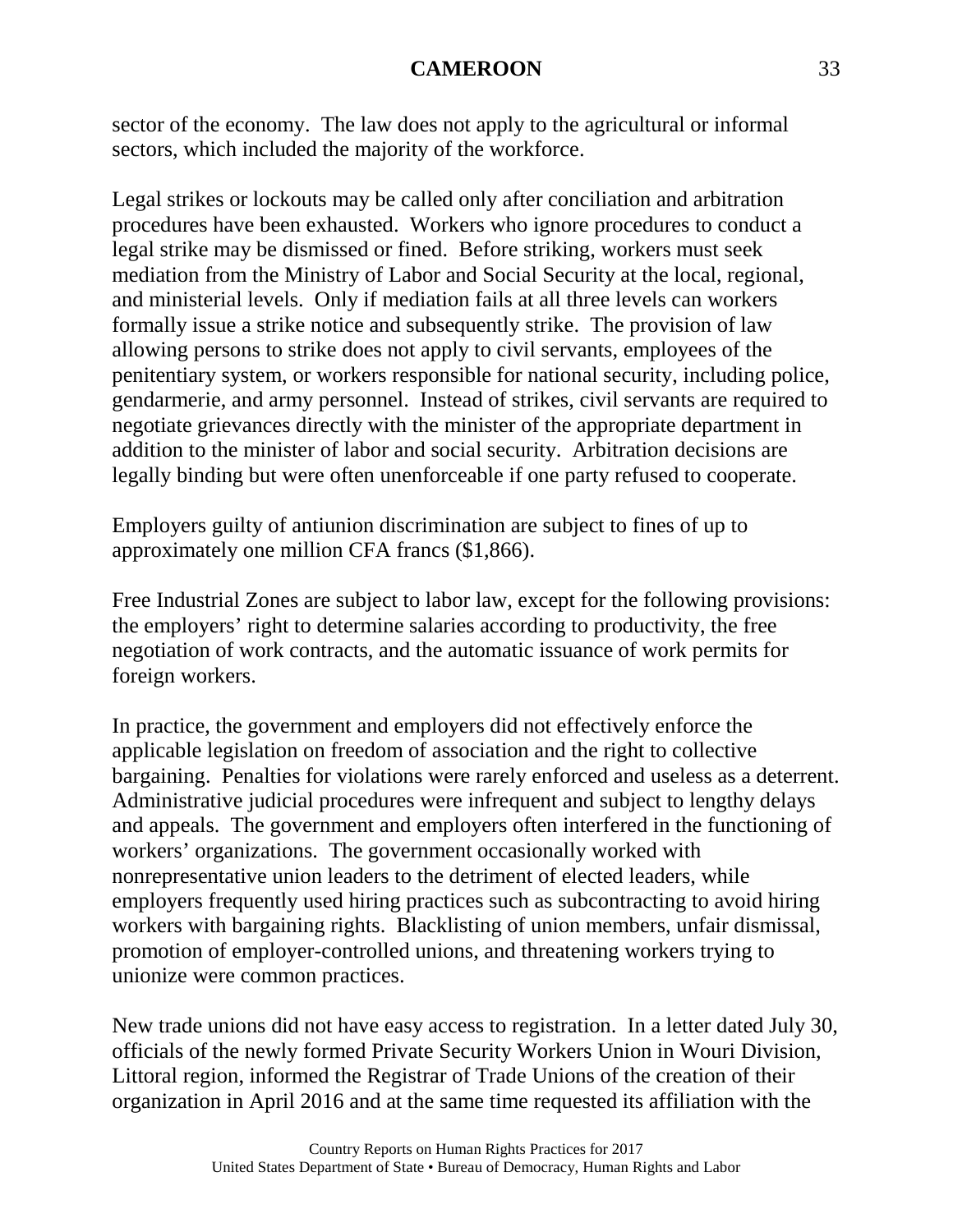sector of the economy. The law does not apply to the agricultural or informal sectors, which included the majority of the workforce.

Legal strikes or lockouts may be called only after conciliation and arbitration procedures have been exhausted. Workers who ignore procedures to conduct a legal strike may be dismissed or fined. Before striking, workers must seek mediation from the Ministry of Labor and Social Security at the local, regional, and ministerial levels. Only if mediation fails at all three levels can workers formally issue a strike notice and subsequently strike. The provision of law allowing persons to strike does not apply to civil servants, employees of the penitentiary system, or workers responsible for national security, including police, gendarmerie, and army personnel. Instead of strikes, civil servants are required to negotiate grievances directly with the minister of the appropriate department in addition to the minister of labor and social security. Arbitration decisions are legally binding but were often unenforceable if one party refused to cooperate.

Employers guilty of antiunion discrimination are subject to fines of up to approximately one million CFA francs ($1,866).

Free Industrial Zones are subject to labor law, except for the following provisions: the employers' right to determine salaries according to productivity, the free negotiation of work contracts, and the automatic issuance of work permits for foreign workers.

In practice, the government and employers did not effectively enforce the applicable legislation on freedom of association and the right to collective bargaining. Penalties for violations were rarely enforced and useless as a deterrent. Administrative judicial procedures were infrequent and subject to lengthy delays and appeals. The government and employers often interfered in the functioning of workers' organizations. The government occasionally worked with nonrepresentative union leaders to the detriment of elected leaders, while employers frequently used hiring practices such as subcontracting to avoid hiring workers with bargaining rights. Blacklisting of union members, unfair dismissal, promotion of employer-controlled unions, and threatening workers trying to unionize were common practices.

New trade unions did not have easy access to registration. In a letter dated July 30, officials of the newly formed Private Security Workers Union in Wouri Division, Littoral region, informed the Registrar of Trade Unions of the creation of their organization in April 2016 and at the same time requested its affiliation with the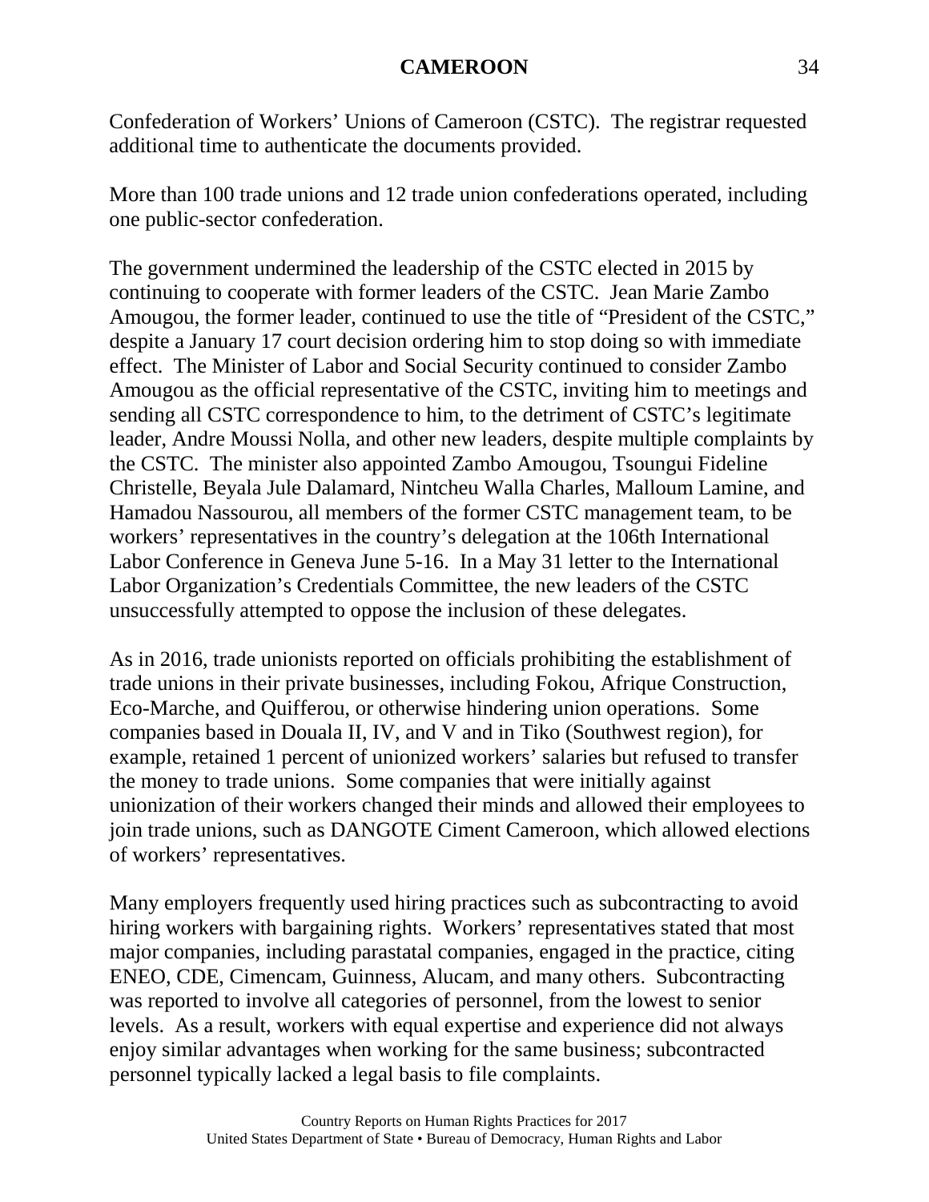Confederation of Workers' Unions of Cameroon (CSTC). The registrar requested additional time to authenticate the documents provided.

More than 100 trade unions and 12 trade union confederations operated, including one public-sector confederation.

The government undermined the leadership of the CSTC elected in 2015 by continuing to cooperate with former leaders of the CSTC. Jean Marie Zambo Amougou, the former leader, continued to use the title of "President of the CSTC," despite a January 17 court decision ordering him to stop doing so with immediate effect. The Minister of Labor and Social Security continued to consider Zambo Amougou as the official representative of the CSTC, inviting him to meetings and sending all CSTC correspondence to him, to the detriment of CSTC's legitimate leader, Andre Moussi Nolla, and other new leaders, despite multiple complaints by the CSTC. The minister also appointed Zambo Amougou, Tsoungui Fideline Christelle, Beyala Jule Dalamard, Nintcheu Walla Charles, Malloum Lamine, and Hamadou Nassourou, all members of the former CSTC management team, to be workers' representatives in the country's delegation at the 106th International Labor Conference in Geneva June 5-16. In a May 31 letter to the International Labor Organization's Credentials Committee, the new leaders of the CSTC unsuccessfully attempted to oppose the inclusion of these delegates.

As in 2016, trade unionists reported on officials prohibiting the establishment of trade unions in their private businesses, including Fokou, Afrique Construction, Eco-Marche, and Quifferou, or otherwise hindering union operations. Some companies based in Douala II, IV, and V and in Tiko (Southwest region), for example, retained 1 percent of unionized workers' salaries but refused to transfer the money to trade unions. Some companies that were initially against unionization of their workers changed their minds and allowed their employees to join trade unions, such as DANGOTE Ciment Cameroon, which allowed elections of workers' representatives.

Many employers frequently used hiring practices such as subcontracting to avoid hiring workers with bargaining rights. Workers' representatives stated that most major companies, including parastatal companies, engaged in the practice, citing ENEO, CDE, Cimencam, Guinness, Alucam, and many others. Subcontracting was reported to involve all categories of personnel, from the lowest to senior levels. As a result, workers with equal expertise and experience did not always enjoy similar advantages when working for the same business; subcontracted personnel typically lacked a legal basis to file complaints.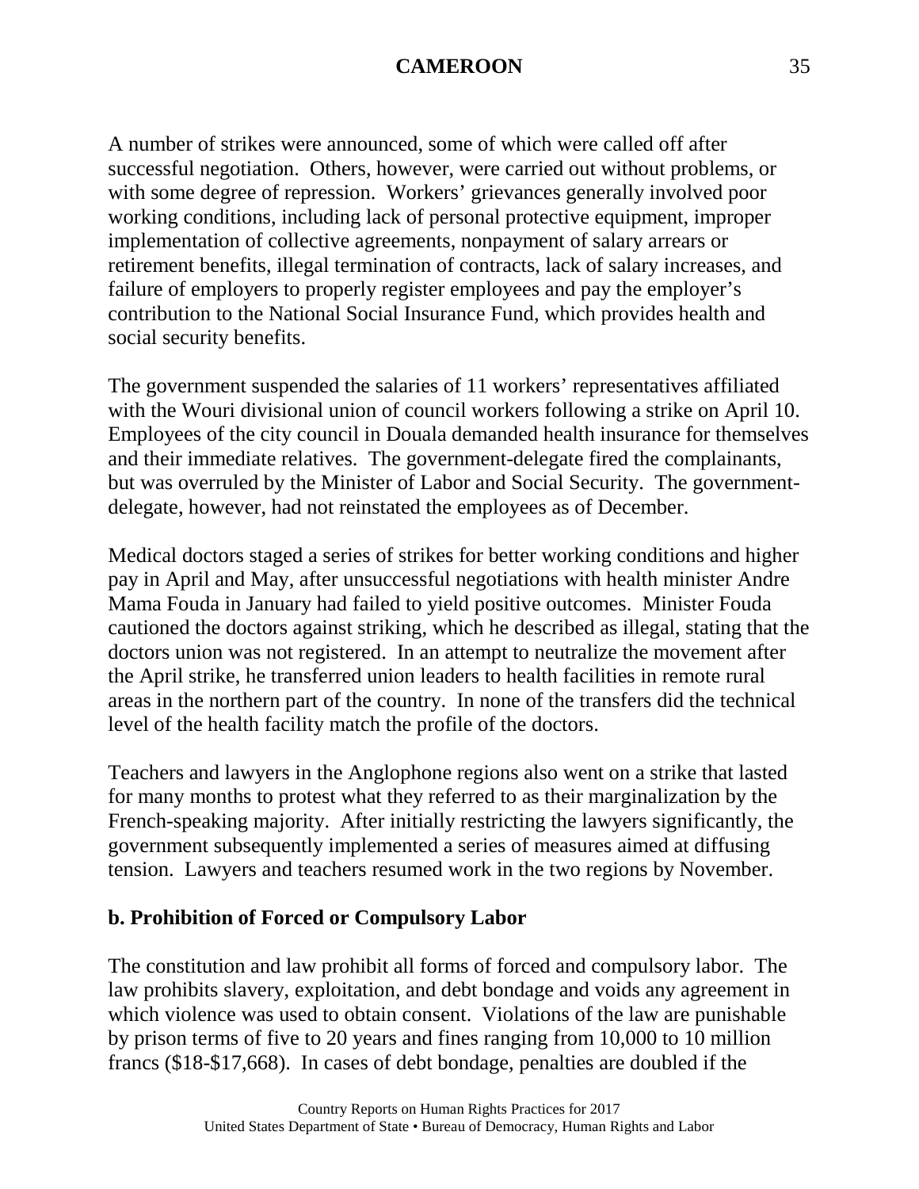A number of strikes were announced, some of which were called off after successful negotiation. Others, however, were carried out without problems, or with some degree of repression. Workers' grievances generally involved poor working conditions, including lack of personal protective equipment, improper implementation of collective agreements, nonpayment of salary arrears or retirement benefits, illegal termination of contracts, lack of salary increases, and failure of employers to properly register employees and pay the employer's contribution to the National Social Insurance Fund, which provides health and social security benefits.

The government suspended the salaries of 11 workers' representatives affiliated with the Wouri divisional union of council workers following a strike on April 10. Employees of the city council in Douala demanded health insurance for themselves and their immediate relatives. The government-delegate fired the complainants, but was overruled by the Minister of Labor and Social Security. The government-delegate, however, had not reinstated the employees as of December.

Medical doctors staged a series of strikes for better working conditions and higher pay in April and May, after unsuccessful negotiations with health minister Andre Mama Fouda in January had failed to yield positive outcomes. Minister Fouda cautioned the doctors against striking, which he described as illegal, stating that the doctors union was not registered. In an attempt to neutralize the movement after the April strike, he transferred union leaders to health facilities in remote rural areas in the northern part of the country. In none of the transfers did the technical level of the health facility match the profile of the doctors.

Teachers and lawyers in the Anglophone regions also went on a strike that lasted for many months to protest what they referred to as their marginalization by the French-speaking majority. After initially restricting the lawyers significantly, the government subsequently implemented a series of measures aimed at diffusing tension. Lawyers and teachers resumed work in the two regions by November.

## b. Prohibition of Forced or Compulsory Labor

The constitution and law prohibit all forms of forced and compulsory labor. The law prohibits slavery, exploitation, and debt bondage and voids any agreement in which violence was used to obtain consent. Violations of the law are punishable by prison terms of five to 20 years and fines ranging from 10,000 to 10 million francs ($18-$17,668). In cases of debt bondage, penalties are doubled if the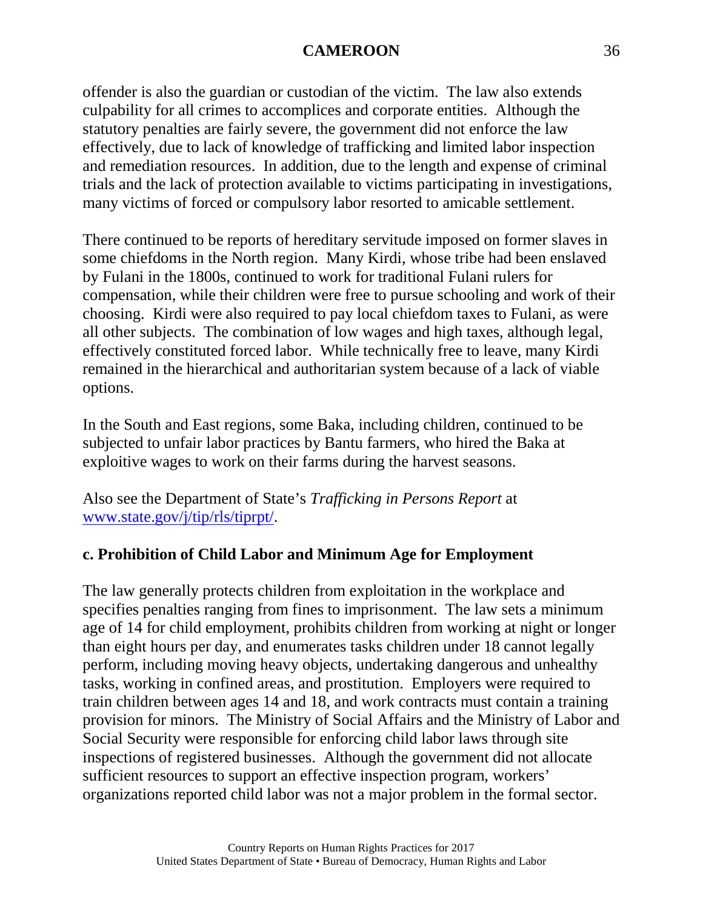offender is also the guardian or custodian of the victim. The law also extends culpability for all crimes to accomplices and corporate entities. Although the statutory penalties are fairly severe, the government did not enforce the law effectively, due to lack of knowledge of trafficking and limited labor inspection and remediation resources. In addition, due to the length and expense of criminal trials and the lack of protection available to victims participating in investigations, many victims of forced or compulsory labor resorted to amicable settlement.

There continued to be reports of hereditary servitude imposed on former slaves in some chiefdoms in the North region. Many Kirdi, whose tribe had been enslaved by Fulani in the 1800s, continued to work for traditional Fulani rulers for compensation, while their children were free to pursue schooling and work of their choosing. Kirdi were also required to pay local chiefdom taxes to Fulani, as were all other subjects. The combination of low wages and high taxes, although legal, effectively constituted forced labor. While technically free to leave, many Kirdi remained in the hierarchical and authoritarian system because of a lack of viable options.

In the South and East regions, some Baka, including children, continued to be subjected to unfair labor practices by Bantu farmers, who hired the Baka at exploitive wages to work on their farms during the harvest seasons.

Also see the Department of State's *Trafficking in Persons Report* at [www.state.gov/j/tip/rls/tiprpt/](http://www.state.gov/j/tip/rls/tiprpt/).

### c. Prohibition of Child Labor and Minimum Age for Employment

The law generally protects children from exploitation in the workplace and specifies penalties ranging from fines to imprisonment. The law sets a minimum age of 14 for child employment, prohibits children from working at night or longer than eight hours per day, and enumerates tasks children under 18 cannot legally perform, including moving heavy objects, undertaking dangerous and unhealthy tasks, working in confined areas, and prostitution. Employers were required to train children between ages 14 and 18, and work contracts must contain a training provision for minors. The Ministry of Social Affairs and the Ministry of Labor and Social Security were responsible for enforcing child labor laws through site inspections of registered businesses. Although the government did not allocate sufficient resources to support an effective inspection program, workers' organizations reported child labor was not a major problem in the formal sector.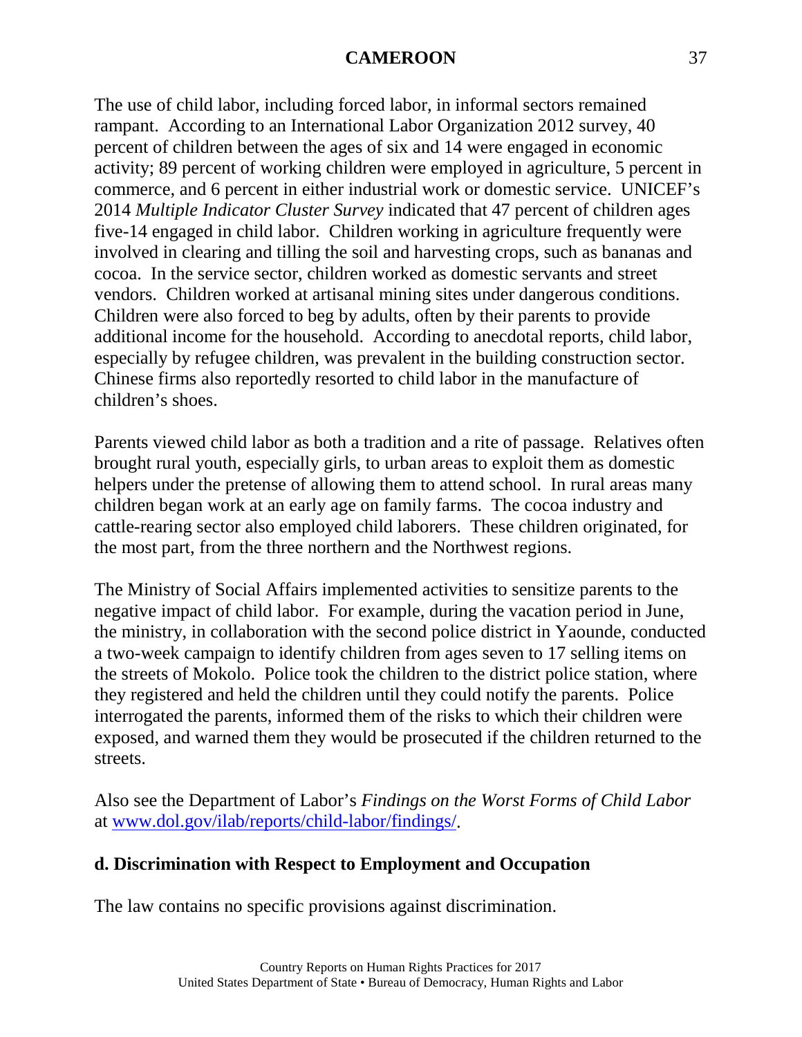The use of child labor, including forced labor, in informal sectors remained rampant. According to an International Labor Organization 2012 survey, 40 percent of children between the ages of six and 14 were engaged in economic activity; 89 percent of working children were employed in agriculture, 5 percent in commerce, and 6 percent in either industrial work or domestic service. UNICEF's 2014 *Multiple Indicator Cluster Survey* indicated that 47 percent of children ages five-14 engaged in child labor. Children working in agriculture frequently were involved in clearing and tilling the soil and harvesting crops, such as bananas and cocoa. In the service sector, children worked as domestic servants and street vendors. Children worked at artisanal mining sites under dangerous conditions. Children were also forced to beg by adults, often by their parents to provide additional income for the household. According to anecdotal reports, child labor, especially by refugee children, was prevalent in the building construction sector. Chinese firms also reportedly resorted to child labor in the manufacture of children's shoes.

Parents viewed child labor as both a tradition and a rite of passage. Relatives often brought rural youth, especially girls, to urban areas to exploit them as domestic helpers under the pretense of allowing them to attend school. In rural areas many children began work at an early age on family farms. The cocoa industry and cattle-rearing sector also employed child laborers. These children originated, for the most part, from the three northern and the Northwest regions.

The Ministry of Social Affairs implemented activities to sensitize parents to the negative impact of child labor. For example, during the vacation period in June, the ministry, in collaboration with the second police district in Yaounde, conducted a two-week campaign to identify children from ages seven to 17 selling items on the streets of Mokolo. Police took the children to the district police station, where they registered and held the children until they could notify the parents. Police interrogated the parents, informed them of the risks to which their children were exposed, and warned them they would be prosecuted if the children returned to the streets.

Also see the Department of Labor's *Findings on the Worst Forms of Child Labor* at [www.dol.gov/ilab/reports/child-labor/findings/](http://www.dol.gov/ilab/reports/child-labor/findings/).

### d. Discrimination with Respect to Employment and Occupation

The law contains no specific provisions against discrimination.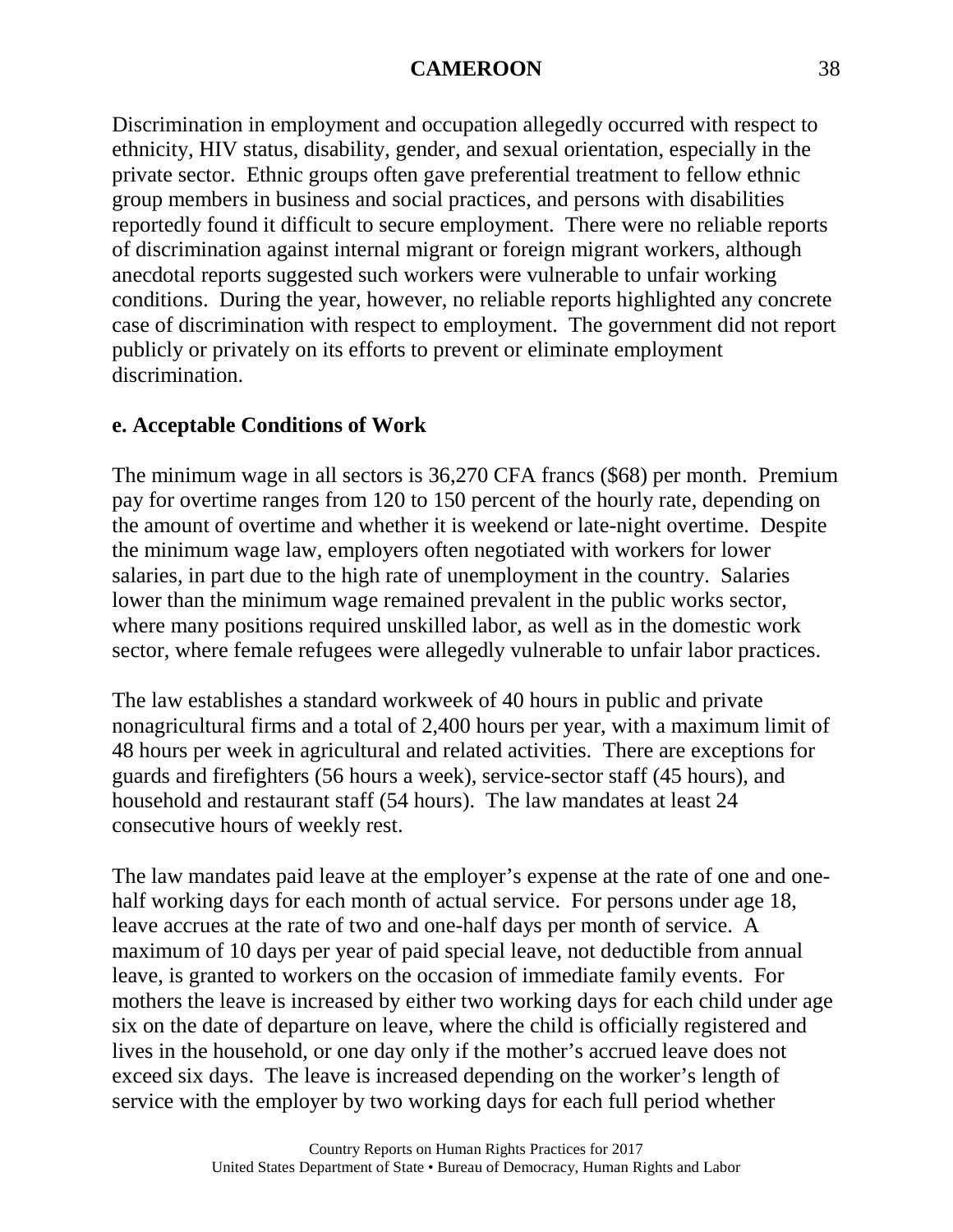Discrimination in employment and occupation allegedly occurred with respect to ethnicity, HIV status, disability, gender, and sexual orientation, especially in the private sector. Ethnic groups often gave preferential treatment to fellow ethnic group members in business and social practices, and persons with disabilities reportedly found it difficult to secure employment. There were no reliable reports of discrimination against internal migrant or foreign migrant workers, although anecdotal reports suggested such workers were vulnerable to unfair working conditions. During the year, however, no reliable reports highlighted any concrete case of discrimination with respect to employment. The government did not report publicly or privately on its efforts to prevent or eliminate employment discrimination.

**e. Acceptable Conditions of Work**

The minimum wage in all sectors is 36,270 CFA francs ($68) per month. Premium pay for overtime ranges from 120 to 150 percent of the hourly rate, depending on the amount of overtime and whether it is weekend or late-night overtime. Despite the minimum wage law, employers often negotiated with workers for lower salaries, in part due to the high rate of unemployment in the country. Salaries lower than the minimum wage remained prevalent in the public works sector, where many positions required unskilled labor, as well as in the domestic work sector, where female refugees were allegedly vulnerable to unfair labor practices.

The law establishes a standard workweek of 40 hours in public and private nonagricultural firms and a total of 2,400 hours per year, with a maximum limit of 48 hours per week in agricultural and related activities. There are exceptions for guards and firefighters (56 hours a week), service-sector staff (45 hours), and household and restaurant staff (54 hours). The law mandates at least 24 consecutive hours of weekly rest.

The law mandates paid leave at the employer's expense at the rate of one and one-half working days for each month of actual service. For persons under age 18, leave accrues at the rate of two and one-half days per month of service. A maximum of 10 days per year of paid special leave, not deductible from annual leave, is granted to workers on the occasion of immediate family events. For mothers the leave is increased by either two working days for each child under age six on the date of departure on leave, where the child is officially registered and lives in the household, or one day only if the mother's accrued leave does not exceed six days. The leave is increased depending on the worker's length of service with the employer by two working days for each full period whether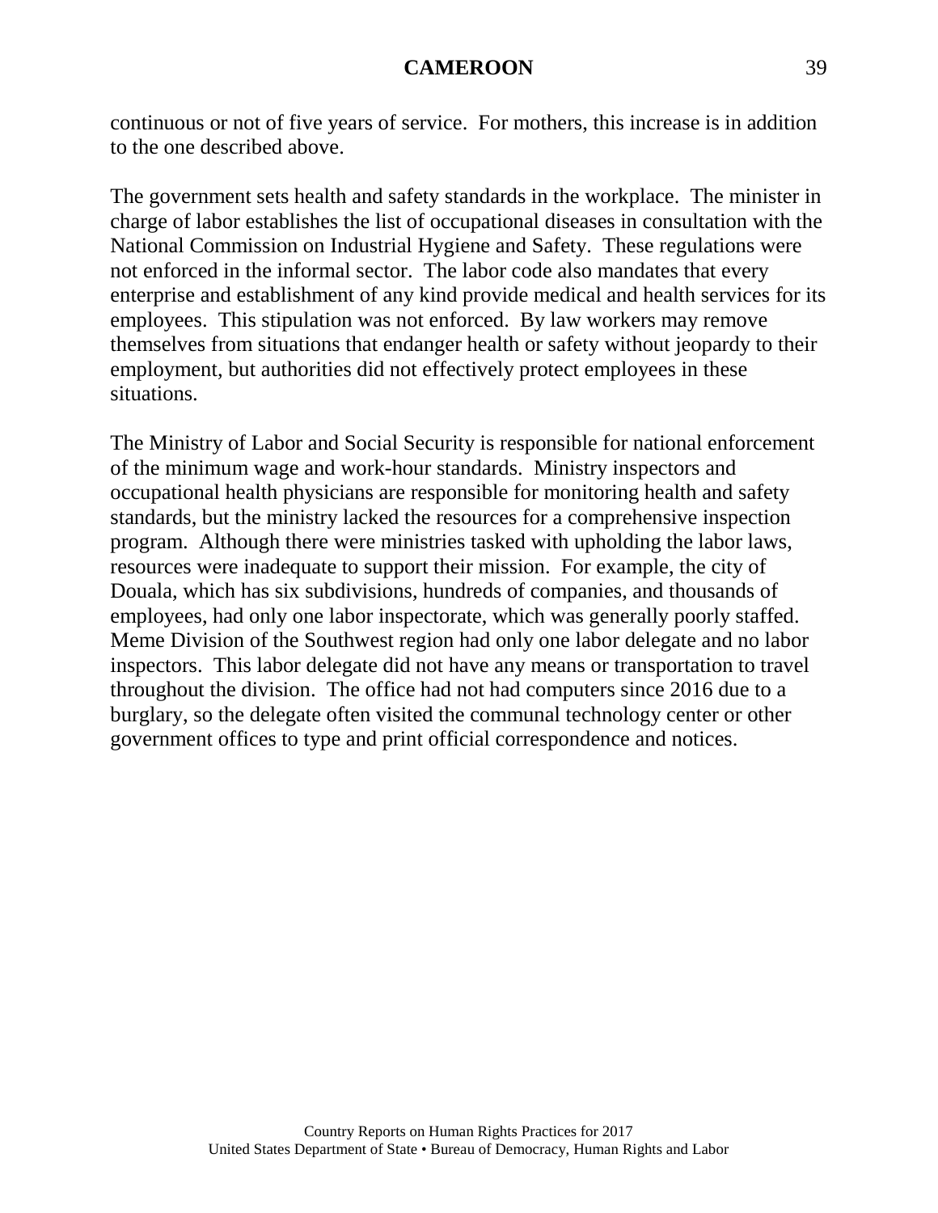continuous or not of five years of service. For mothers, this increase is in addition to the one described above.

The government sets health and safety standards in the workplace. The minister in charge of labor establishes the list of occupational diseases in consultation with the National Commission on Industrial Hygiene and Safety. These regulations were not enforced in the informal sector. The labor code also mandates that every enterprise and establishment of any kind provide medical and health services for its employees. This stipulation was not enforced. By law workers may remove themselves from situations that endanger health or safety without jeopardy to their employment, but authorities did not effectively protect employees in these situations.

The Ministry of Labor and Social Security is responsible for national enforcement of the minimum wage and work-hour standards. Ministry inspectors and occupational health physicians are responsible for monitoring health and safety standards, but the ministry lacked the resources for a comprehensive inspection program. Although there were ministries tasked with upholding the labor laws, resources were inadequate to support their mission. For example, the city of Douala, which has six subdivisions, hundreds of companies, and thousands of employees, had only one labor inspectorate, which was generally poorly staffed. Meme Division of the Southwest region had only one labor delegate and no labor inspectors. This labor delegate did not have any means or transportation to travel throughout the division. The office had not had computers since 2016 due to a burglary, so the delegate often visited the communal technology center or other government offices to type and print official correspondence and notices.